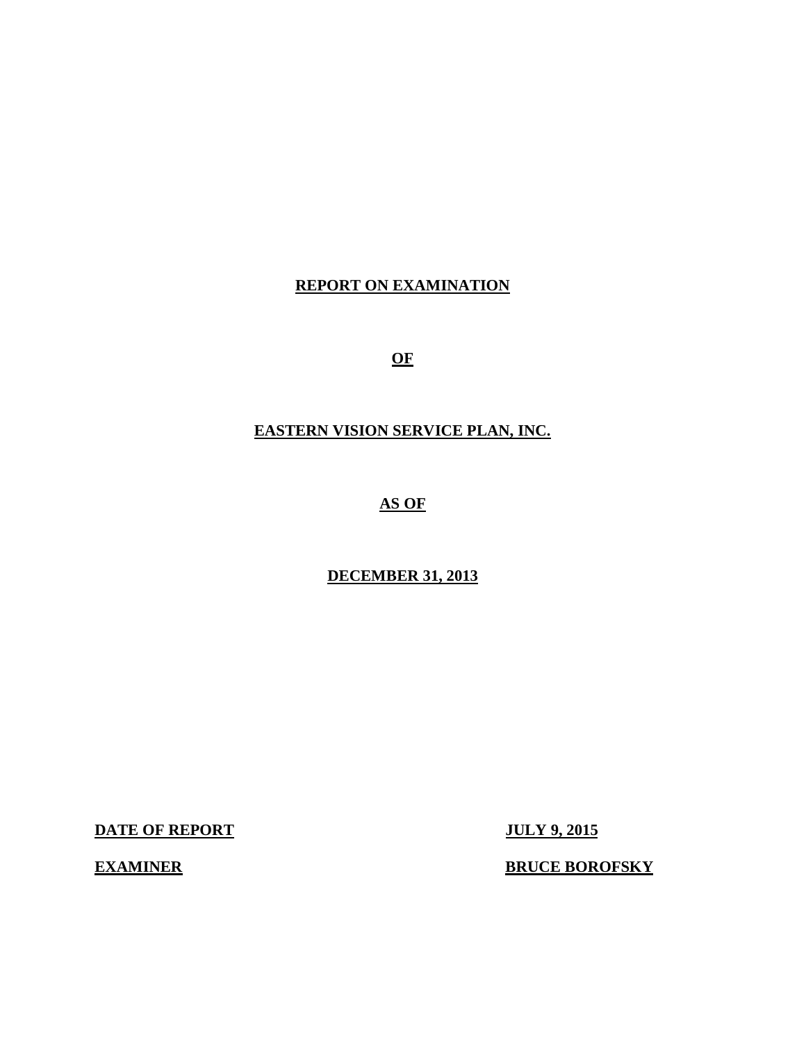# REPORT ON EXAMINATION

# OF

# EASTERN VISION SERVICE PLAN, INC.

# AS OF

# DECEMBER 31, 2013

**DATE OF REPORT** **JULY 9, 2015**

**EXAMINER** **BRUCE BOROFSKY**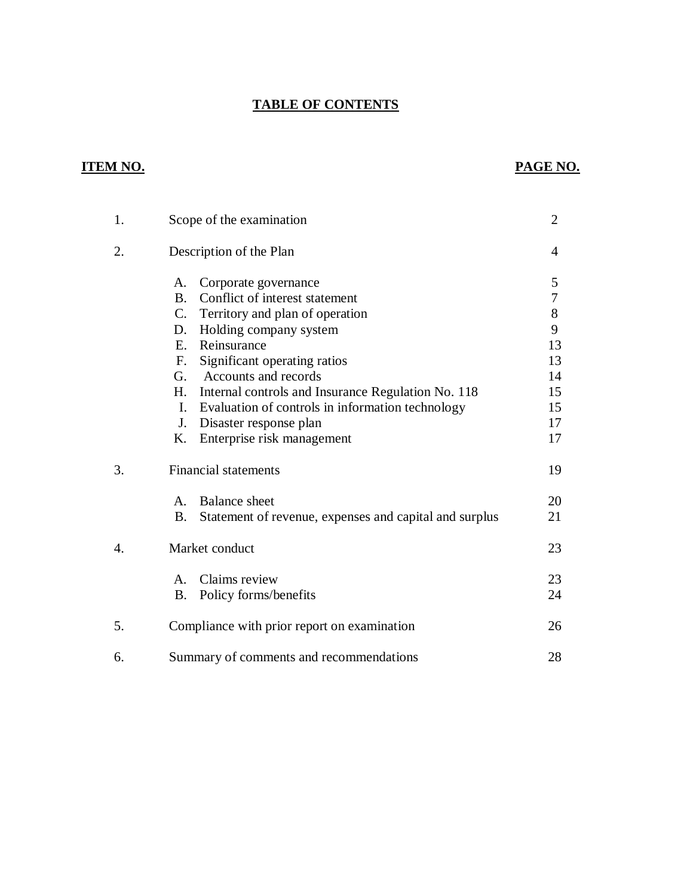# TABLE OF CONTENTS

| ITEM NO. | | PAGE NO. |
|---|---|---|
| 1. | Scope of the examination | 2 |
| 2. | Description of the Plan | 4 |
| | A. Corporate governance | 5 |
| | B. Conflict of interest statement | 7 |
| | C. Territory and plan of operation | 8 |
| | D. Holding company system | 9 |
| | E. Reinsurance | 13 |
| | F. Significant operating ratios | 13 |
| | G. Accounts and records | 14 |
| | H. Internal controls and Insurance Regulation No. 118 | 15 |
| | I. Evaluation of controls in information technology | 15 |
| | J. Disaster response plan | 17 |
| | K. Enterprise risk management | 17 |
| 3. | Financial statements | 19 |
| | A. Balance sheet | 20 |
| | B. Statement of revenue, expenses and capital and surplus | 21 |
| 4. | Market conduct | 23 |
| | A. Claims review | 23 |
| | B. Policy forms/benefits | 24 |
| 5. | Compliance with prior report on examination | 26 |
| 6. | Summary of comments and recommendations | 28 |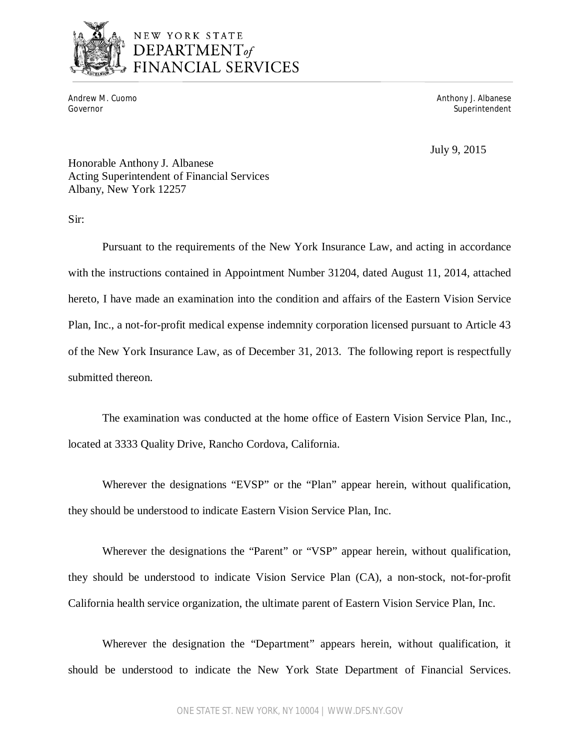NEW YORK STATE
DEPARTMENT *of* FINANCIAL SERVICES

Andrew M. Cuomo
Governor

Anthony J. Albanese
Superintendent

July 9, 2015

Honorable Anthony J. Albanese
Acting Superintendent of Financial Services
Albany, New York 12257

Sir:

Pursuant to the requirements of the New York Insurance Law, and acting in accordance with the instructions contained in Appointment Number 31204, dated August 11, 2014, attached hereto, I have made an examination into the condition and affairs of the Eastern Vision Service Plan, Inc., a not-for-profit medical expense indemnity corporation licensed pursuant to Article 43 of the New York Insurance Law, as of December 31, 2013. The following report is respectfully submitted thereon.

The examination was conducted at the home office of Eastern Vision Service Plan, Inc., located at 3333 Quality Drive, Rancho Cordova, California.

Wherever the designations "EVSP" or the "Plan" appear herein, without qualification, they should be understood to indicate Eastern Vision Service Plan, Inc.

Wherever the designations the "Parent" or "VSP" appear herein, without qualification, they should be understood to indicate Vision Service Plan (CA), a non-stock, not-for-profit California health service organization, the ultimate parent of Eastern Vision Service Plan, Inc.

Wherever the designation the "Department" appears herein, without qualification, it should be understood to indicate the New York State Department of Financial Services.

ONE STATE ST. NEW YORK, NY 10004 | WWW.DFS.NY.GOV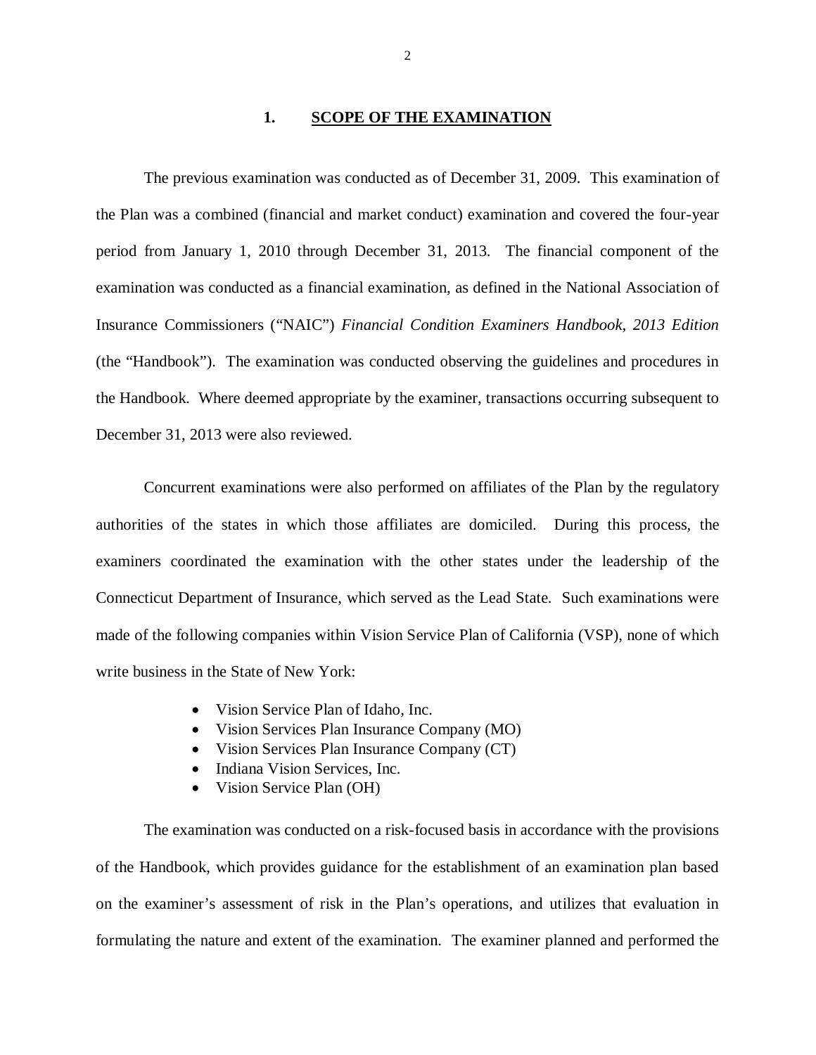## 1. SCOPE OF THE EXAMINATION

The previous examination was conducted as of December 31, 2009. This examination of the Plan was a combined (financial and market conduct) examination and covered the four-year period from January 1, 2010 through December 31, 2013. The financial component of the examination was conducted as a financial examination, as defined in the National Association of Insurance Commissioners ("NAIC") *Financial Condition Examiners Handbook, 2013 Edition* (the "Handbook"). The examination was conducted observing the guidelines and procedures in the Handbook. Where deemed appropriate by the examiner, transactions occurring subsequent to December 31, 2013 were also reviewed.

Concurrent examinations were also performed on affiliates of the Plan by the regulatory authorities of the states in which those affiliates are domiciled. During this process, the examiners coordinated the examination with the other states under the leadership of the Connecticut Department of Insurance, which served as the Lead State. Such examinations were made of the following companies within Vision Service Plan of California (VSP), none of which write business in the State of New York:

- Vision Service Plan of Idaho, Inc.
- Vision Services Plan Insurance Company (MO)
- Vision Services Plan Insurance Company (CT)
- Indiana Vision Services, Inc.
- Vision Service Plan (OH)

The examination was conducted on a risk-focused basis in accordance with the provisions of the Handbook, which provides guidance for the establishment of an examination plan based on the examiner's assessment of risk in the Plan's operations, and utilizes that evaluation in formulating the nature and extent of the examination. The examiner planned and performed the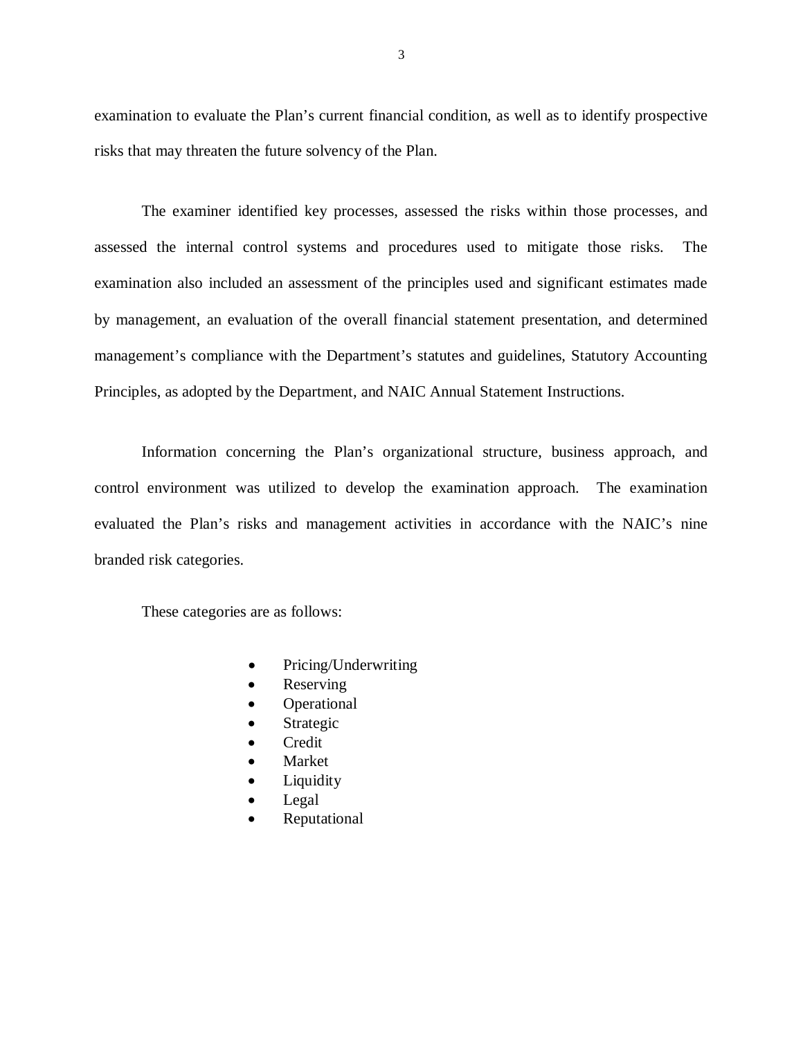examination to evaluate the Plan's current financial condition, as well as to identify prospective risks that may threaten the future solvency of the Plan.

The examiner identified key processes, assessed the risks within those processes, and assessed the internal control systems and procedures used to mitigate those risks. The examination also included an assessment of the principles used and significant estimates made by management, an evaluation of the overall financial statement presentation, and determined management's compliance with the Department's statutes and guidelines, Statutory Accounting Principles, as adopted by the Department, and NAIC Annual Statement Instructions.

Information concerning the Plan's organizational structure, business approach, and control environment was utilized to develop the examination approach. The examination evaluated the Plan's risks and management activities in accordance with the NAIC's nine branded risk categories.

These categories are as follows:

- Pricing/Underwriting
- Reserving
- Operational
- Strategic
- Credit
- Market
- Liquidity
- Legal
- Reputational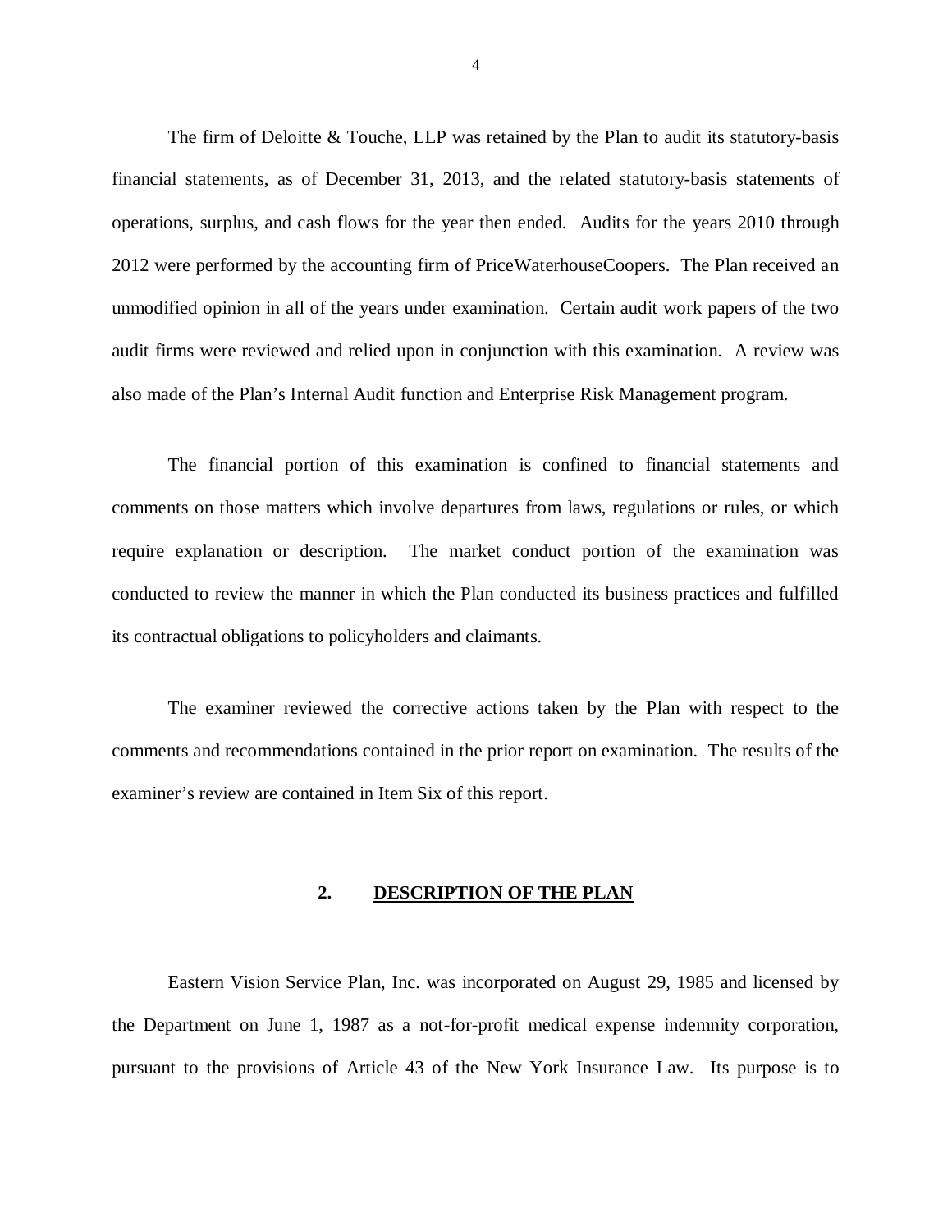The firm of Deloitte & Touche, LLP was retained by the Plan to audit its statutory-basis financial statements, as of December 31, 2013, and the related statutory-basis statements of operations, surplus, and cash flows for the year then ended. Audits for the years 2010 through 2012 were performed by the accounting firm of PriceWaterhouseCoopers. The Plan received an unmodified opinion in all of the years under examination. Certain audit work papers of the two audit firms were reviewed and relied upon in conjunction with this examination. A review was also made of the Plan's Internal Audit function and Enterprise Risk Management program.

The financial portion of this examination is confined to financial statements and comments on those matters which involve departures from laws, regulations or rules, or which require explanation or description. The market conduct portion of the examination was conducted to review the manner in which the Plan conducted its business practices and fulfilled its contractual obligations to policyholders and claimants.

The examiner reviewed the corrective actions taken by the Plan with respect to the comments and recommendations contained in the prior report on examination. The results of the examiner's review are contained in Item Six of this report.

## 2. DESCRIPTION OF THE PLAN

Eastern Vision Service Plan, Inc. was incorporated on August 29, 1985 and licensed by the Department on June 1, 1987 as a not-for-profit medical expense indemnity corporation, pursuant to the provisions of Article 43 of the New York Insurance Law. Its purpose is to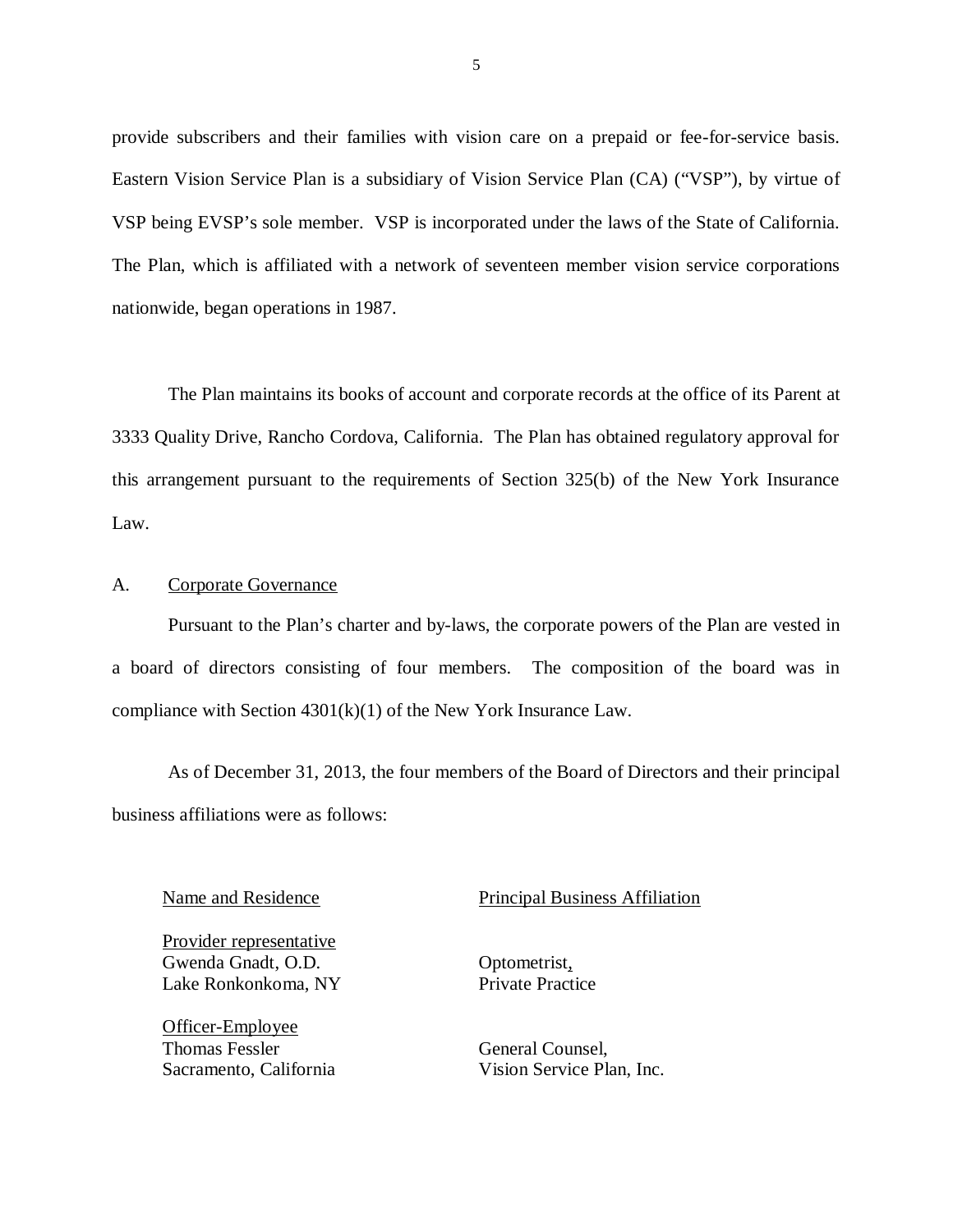provide subscribers and their families with vision care on a prepaid or fee-for-service basis. Eastern Vision Service Plan is a subsidiary of Vision Service Plan (CA) ("VSP"), by virtue of VSP being EVSP's sole member. VSP is incorporated under the laws of the State of California. The Plan, which is affiliated with a network of seventeen member vision service corporations nationwide, began operations in 1987.

The Plan maintains its books of account and corporate records at the office of its Parent at 3333 Quality Drive, Rancho Cordova, California. The Plan has obtained regulatory approval for this arrangement pursuant to the requirements of Section 325(b) of the New York Insurance Law.

## A. Corporate Governance

Pursuant to the Plan's charter and by-laws, the corporate powers of the Plan are vested in a board of directors consisting of four members. The composition of the board was in compliance with Section 4301(k)(1) of the New York Insurance Law.

As of December 31, 2013, the four members of the Board of Directors and their principal business affiliations were as follows:

| Name and Residence | Principal Business Affiliation |
|---|---|
| Provider representative | |
| Gwenda Gnadt, O.D.<br>Lake Ronkonkoma, NY | Optometrist,<br>Private Practice |
| Officer-Employee | |
| Thomas Fessler<br>Sacramento, California | General Counsel,<br>Vision Service Plan, Inc. |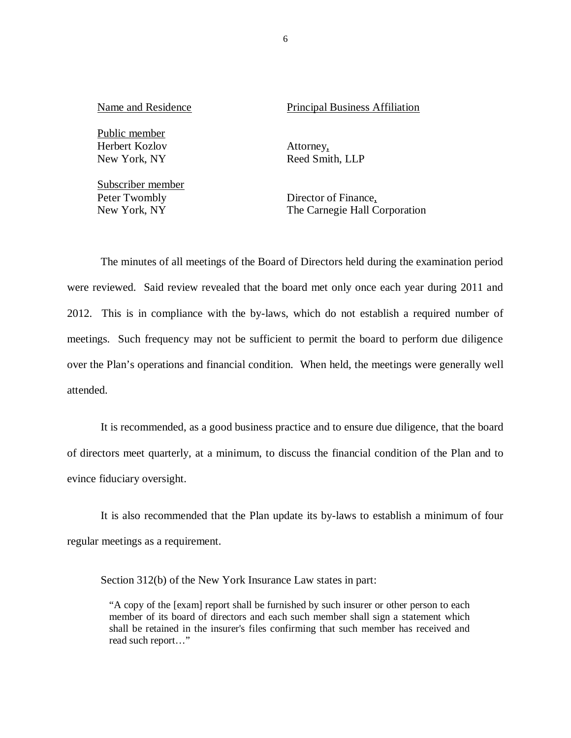| Name and Residence | Principal Business Affiliation |
|---|---|
| Public member<br>Herbert Kozlov<br>New York, NY | Attorney,<br>Reed Smith, LLP |
| Subscriber member<br>Peter Twombly<br>New York, NY | Director of Finance,<br>The Carnegie Hall Corporation |

The minutes of all meetings of the Board of Directors held during the examination period were reviewed. Said review revealed that the board met only once each year during 2011 and 2012. This is in compliance with the by-laws, which do not establish a required number of meetings. Such frequency may not be sufficient to permit the board to perform due diligence over the Plan's operations and financial condition. When held, the meetings were generally well attended.

It is recommended, as a good business practice and to ensure due diligence, that the board of directors meet quarterly, at a minimum, to discuss the financial condition of the Plan and to evince fiduciary oversight.

It is also recommended that the Plan update its by-laws to establish a minimum of four regular meetings as a requirement.

Section 312(b) of the New York Insurance Law states in part:

> "A copy of the [exam] report shall be furnished by such insurer or other person to each member of its board of directors and each such member shall sign a statement which shall be retained in the insurer's files confirming that such member has received and read such report…"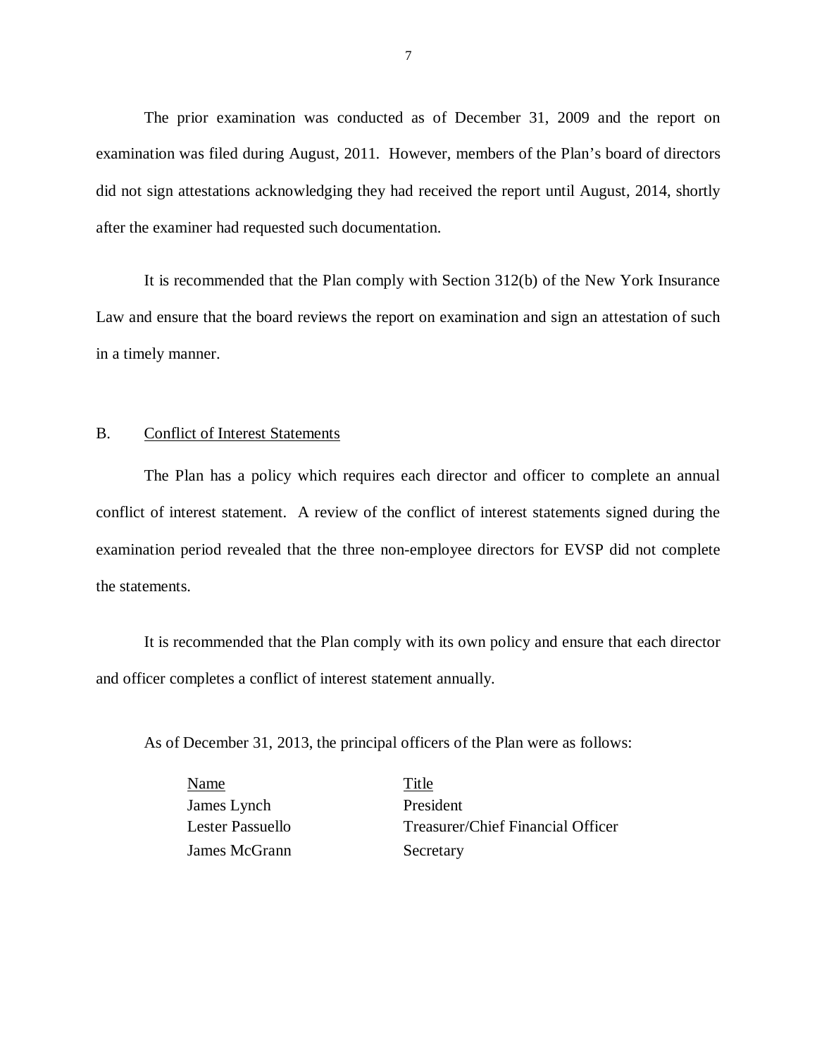The prior examination was conducted as of December 31, 2009 and the report on examination was filed during August, 2011. However, members of the Plan's board of directors did not sign attestations acknowledging they had received the report until August, 2014, shortly after the examiner had requested such documentation.

It is recommended that the Plan comply with Section 312(b) of the New York Insurance Law and ensure that the board reviews the report on examination and sign an attestation of such in a timely manner.

B. Conflict of Interest Statements

The Plan has a policy which requires each director and officer to complete an annual conflict of interest statement. A review of the conflict of interest statements signed during the examination period revealed that the three non-employee directors for EVSP did not complete the statements.

It is recommended that the Plan comply with its own policy and ensure that each director and officer completes a conflict of interest statement annually.

As of December 31, 2013, the principal officers of the Plan were as follows:

| Name | Title |
|---|---|
| James Lynch | President |
| Lester Passuello | Treasurer/Chief Financial Officer |
| James McGrann | Secretary |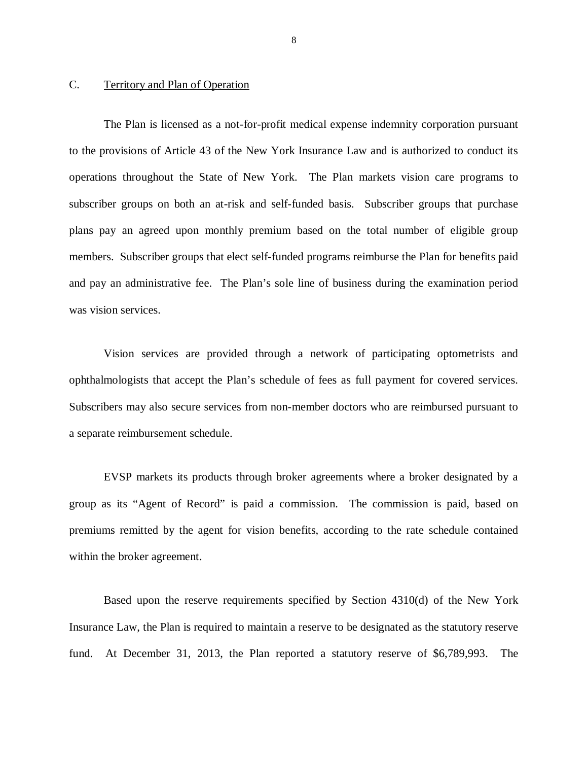## C. Territory and Plan of Operation

The Plan is licensed as a not-for-profit medical expense indemnity corporation pursuant to the provisions of Article 43 of the New York Insurance Law and is authorized to conduct its operations throughout the State of New York. The Plan markets vision care programs to subscriber groups on both an at-risk and self-funded basis. Subscriber groups that purchase plans pay an agreed upon monthly premium based on the total number of eligible group members. Subscriber groups that elect self-funded programs reimburse the Plan for benefits paid and pay an administrative fee. The Plan's sole line of business during the examination period was vision services.

Vision services are provided through a network of participating optometrists and ophthalmologists that accept the Plan's schedule of fees as full payment for covered services. Subscribers may also secure services from non-member doctors who are reimbursed pursuant to a separate reimbursement schedule.

EVSP markets its products through broker agreements where a broker designated by a group as its "Agent of Record" is paid a commission. The commission is paid, based on premiums remitted by the agent for vision benefits, according to the rate schedule contained within the broker agreement.

Based upon the reserve requirements specified by Section 4310(d) of the New York Insurance Law, the Plan is required to maintain a reserve to be designated as the statutory reserve fund. At December 31, 2013, the Plan reported a statutory reserve of $6,789,993. The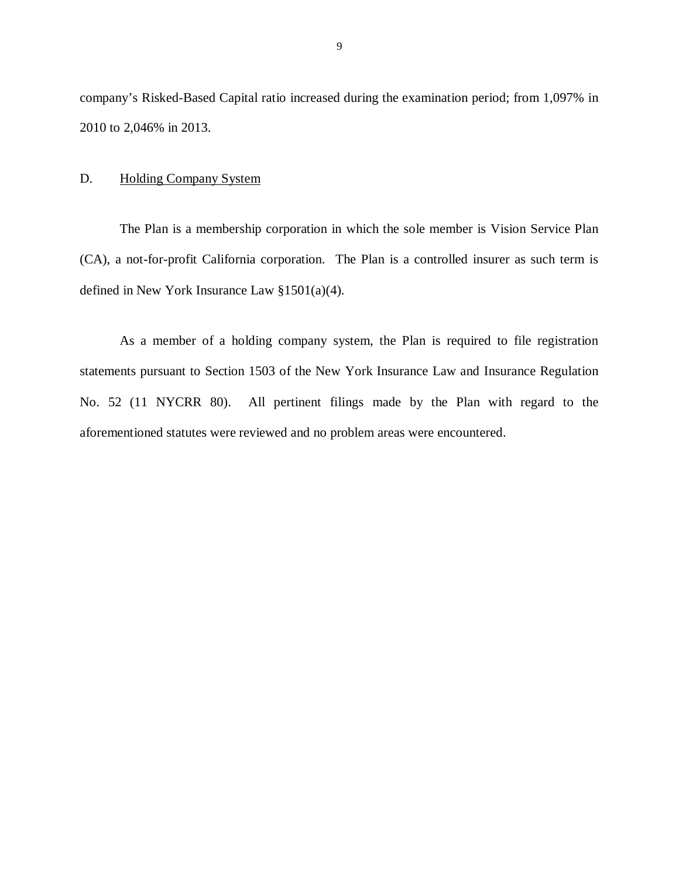company's Risked-Based Capital ratio increased during the examination period; from 1,097% in 2010 to 2,046% in 2013.

D. Holding Company System

The Plan is a membership corporation in which the sole member is Vision Service Plan (CA), a not-for-profit California corporation. The Plan is a controlled insurer as such term is defined in New York Insurance Law §1501(a)(4).

As a member of a holding company system, the Plan is required to file registration statements pursuant to Section 1503 of the New York Insurance Law and Insurance Regulation No. 52 (11 NYCRR 80). All pertinent filings made by the Plan with regard to the aforementioned statutes were reviewed and no problem areas were encountered.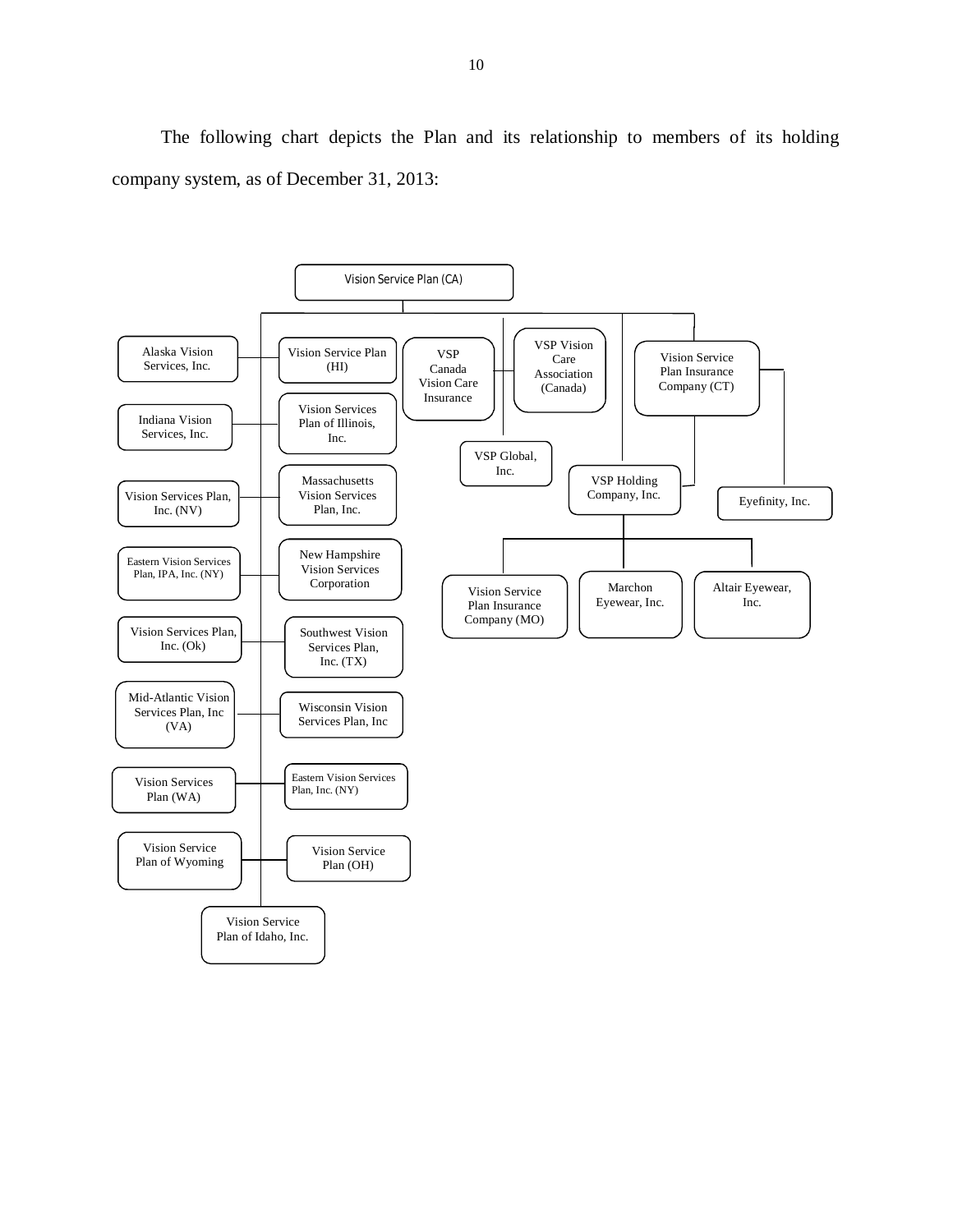The following chart depicts the Plan and its relationship to members of its holding company system, as of December 31, 2013:

- Vision Service Plan (CA)
  - Alaska Vision Services, Inc.
  - Vision Service Plan (HI)
  - Indiana Vision Services, Inc.
  - Vision Services Plan of Illinois, Inc.
  - Vision Services Plan, Inc. (NV)
  - Massachusetts Vision Services Plan, Inc.
  - Eastern Vision Services Plan, IPA, Inc. (NY)
  - New Hampshire Vision Services Corporation
  - Vision Services Plan, Inc. (Ok)
  - Southwest Vision Services Plan, Inc. (TX)
  - Mid-Atlantic Vision Services Plan, Inc (VA)
  - Wisconsin Vision Services Plan, Inc
  - Vision Services Plan (WA)
  - Eastern Vision Services Plan, Inc. (NY)
  - Vision Service Plan of Wyoming
  - Vision Service Plan (OH)
  - Vision Service Plan of Idaho, Inc.
  - VSP Canada Vision Care Insurance
  - VSP Vision Care Association (Canada)
  - VSP Global, Inc.
  - VSP Holding Company, Inc.
    - Vision Service Plan Insurance Company (MO)
    - Marchon Eyewear, Inc.
    - Altair Eyewear, Inc.
  - Vision Service Plan Insurance Company (CT)
    - VSP Holding Company, Inc.
    - Eyefinity, Inc.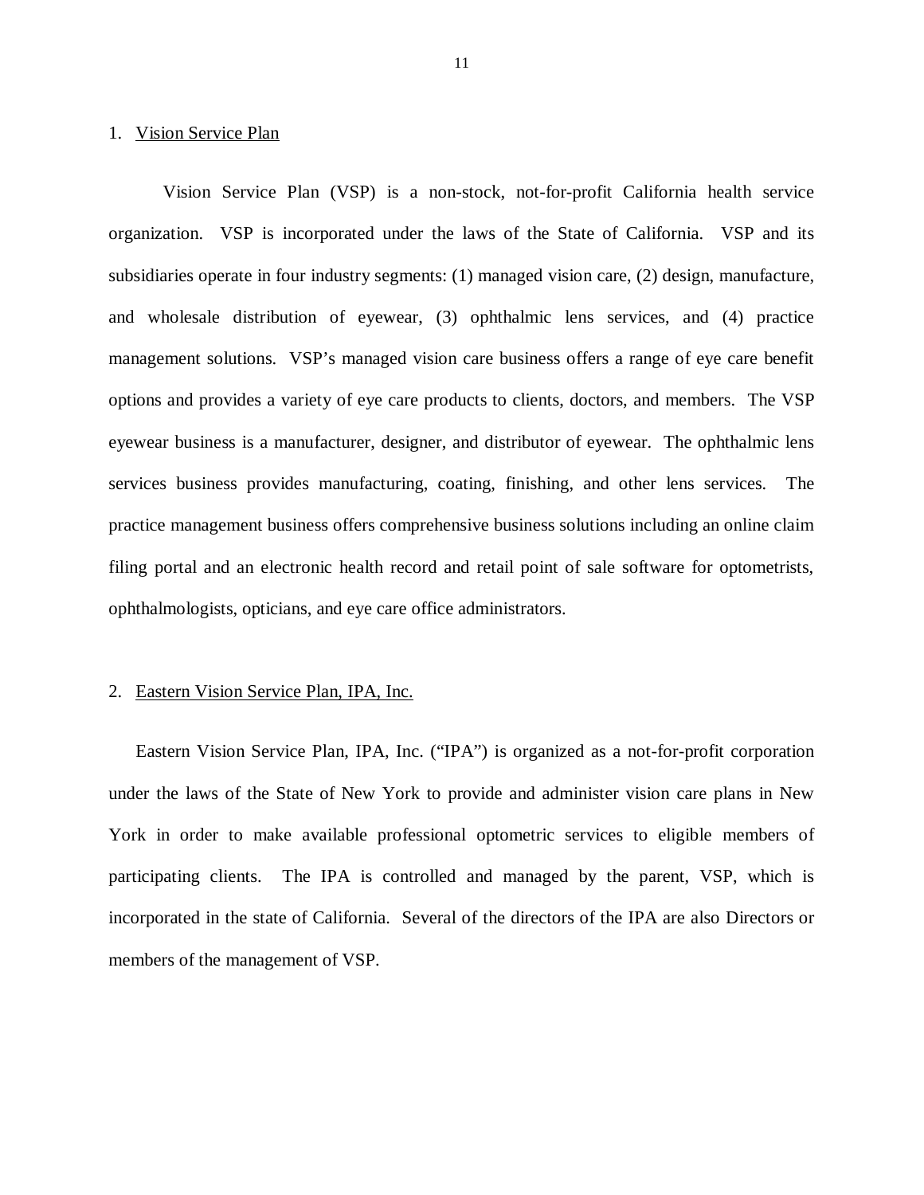1. <u>Vision Service Plan</u>

Vision Service Plan (VSP) is a non-stock, not-for-profit California health service organization. VSP is incorporated under the laws of the State of California. VSP and its subsidiaries operate in four industry segments: (1) managed vision care, (2) design, manufacture, and wholesale distribution of eyewear, (3) ophthalmic lens services, and (4) practice management solutions. VSP's managed vision care business offers a range of eye care benefit options and provides a variety of eye care products to clients, doctors, and members. The VSP eyewear business is a manufacturer, designer, and distributor of eyewear. The ophthalmic lens services business provides manufacturing, coating, finishing, and other lens services. The practice management business offers comprehensive business solutions including an online claim filing portal and an electronic health record and retail point of sale software for optometrists, ophthalmologists, opticians, and eye care office administrators.

2. <u>Eastern Vision Service Plan, IPA, Inc.</u>

Eastern Vision Service Plan, IPA, Inc. ("IPA") is organized as a not-for-profit corporation under the laws of the State of New York to provide and administer vision care plans in New York in order to make available professional optometric services to eligible members of participating clients. The IPA is controlled and managed by the parent, VSP, which is incorporated in the state of California. Several of the directors of the IPA are also Directors or members of the management of VSP.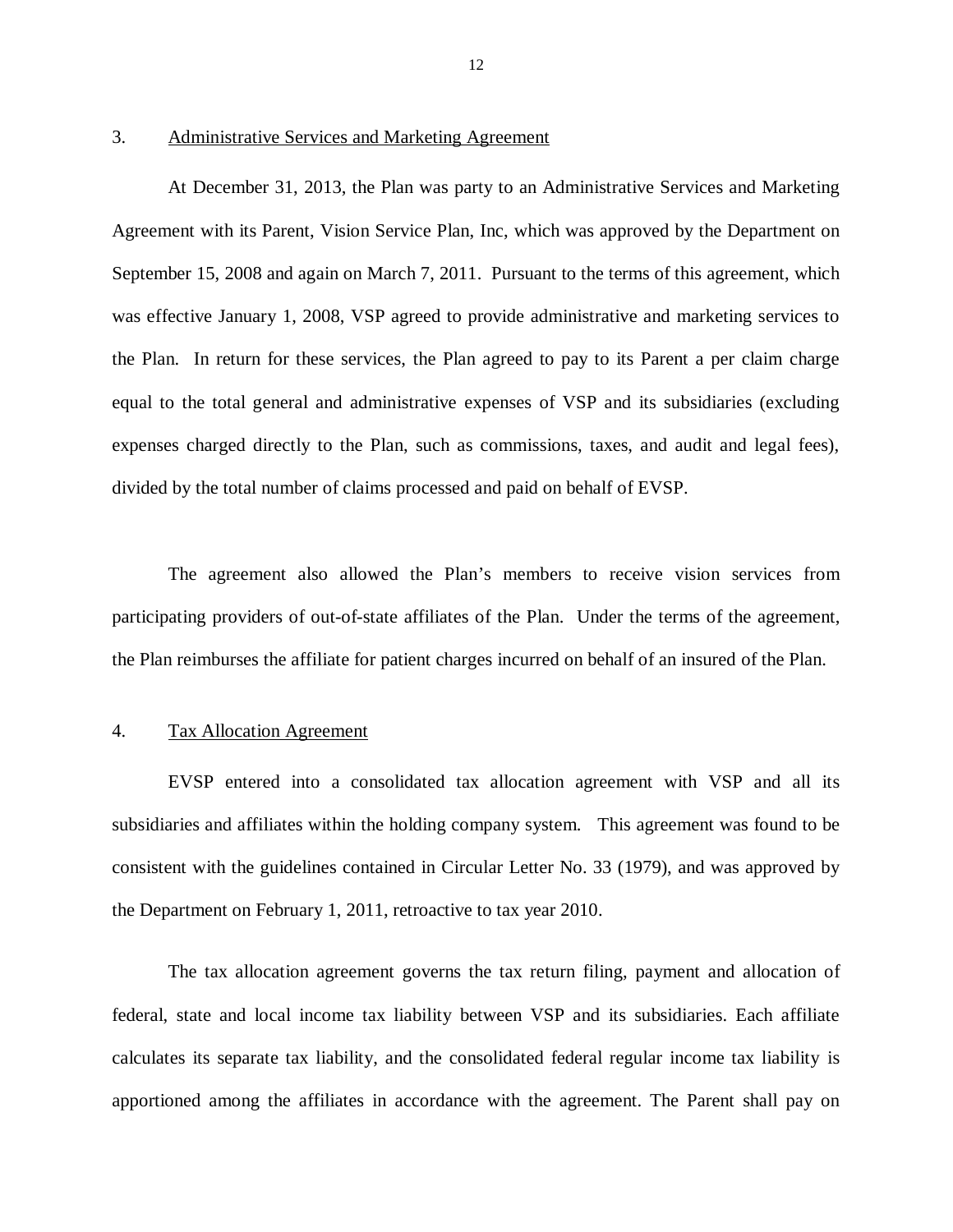3. Administrative Services and Marketing Agreement

At December 31, 2013, the Plan was party to an Administrative Services and Marketing Agreement with its Parent, Vision Service Plan, Inc, which was approved by the Department on September 15, 2008 and again on March 7, 2011. Pursuant to the terms of this agreement, which was effective January 1, 2008, VSP agreed to provide administrative and marketing services to the Plan. In return for these services, the Plan agreed to pay to its Parent a per claim charge equal to the total general and administrative expenses of VSP and its subsidiaries (excluding expenses charged directly to the Plan, such as commissions, taxes, and audit and legal fees), divided by the total number of claims processed and paid on behalf of EVSP.

The agreement also allowed the Plan's members to receive vision services from participating providers of out-of-state affiliates of the Plan. Under the terms of the agreement, the Plan reimburses the affiliate for patient charges incurred on behalf of an insured of the Plan.

4. Tax Allocation Agreement

EVSP entered into a consolidated tax allocation agreement with VSP and all its subsidiaries and affiliates within the holding company system. This agreement was found to be consistent with the guidelines contained in Circular Letter No. 33 (1979), and was approved by the Department on February 1, 2011, retroactive to tax year 2010.

The tax allocation agreement governs the tax return filing, payment and allocation of federal, state and local income tax liability between VSP and its subsidiaries. Each affiliate calculates its separate tax liability, and the consolidated federal regular income tax liability is apportioned among the affiliates in accordance with the agreement. The Parent shall pay on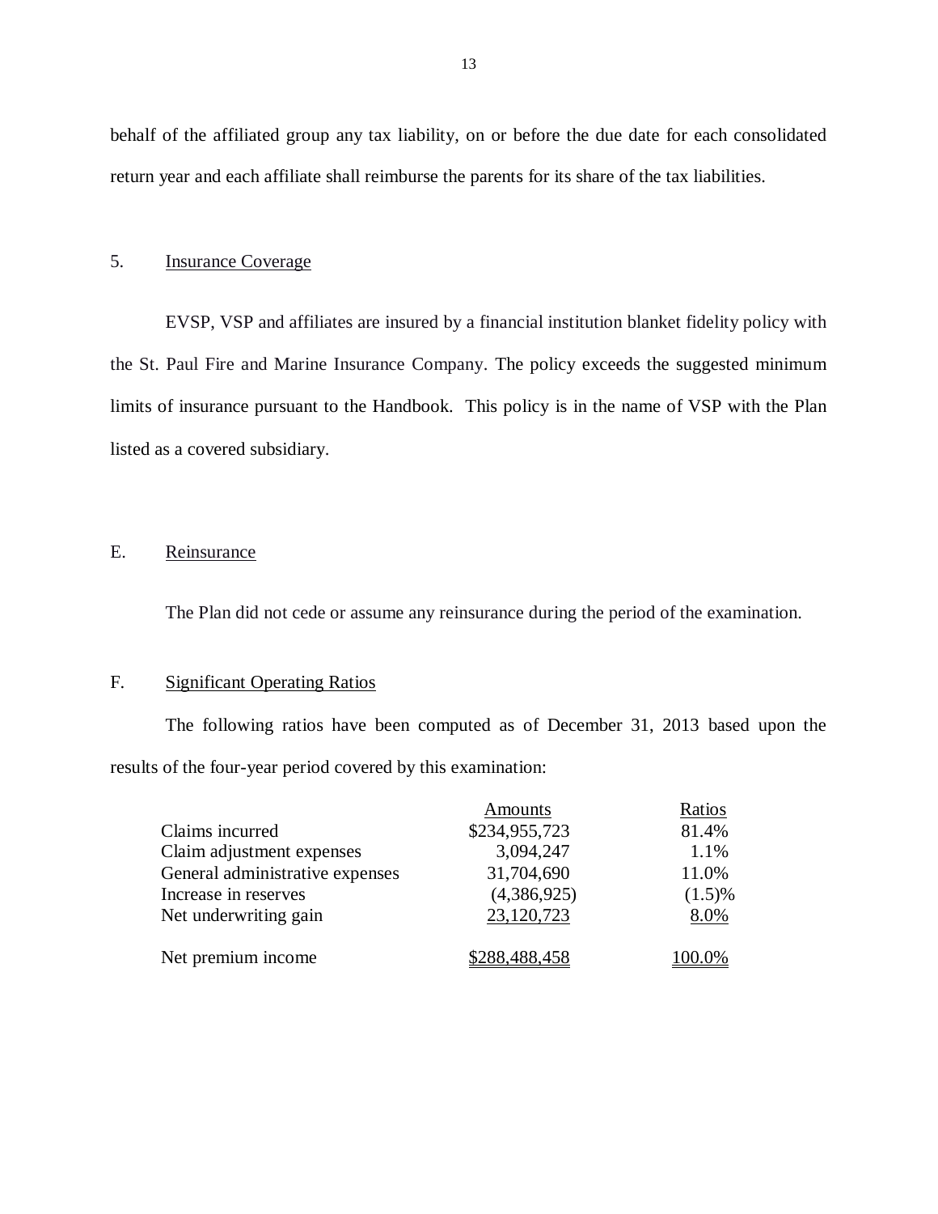behalf of the affiliated group any tax liability, on or before the due date for each consolidated return year and each affiliate shall reimburse the parents for its share of the tax liabilities.

5. Insurance Coverage

EVSP, VSP and affiliates are insured by a financial institution blanket fidelity policy with the St. Paul Fire and Marine Insurance Company. The policy exceeds the suggested minimum limits of insurance pursuant to the Handbook. This policy is in the name of VSP with the Plan listed as a covered subsidiary.

## E. Reinsurance

The Plan did not cede or assume any reinsurance during the period of the examination.

## F. Significant Operating Ratios

The following ratios have been computed as of December 31, 2013 based upon the results of the four-year period covered by this examination:

| | Amounts | Ratios |
|---|---|---|
| Claims incurred | $234,955,723 | 81.4% |
| Claim adjustment expenses | 3,094,247 | 1.1% |
| General administrative expenses | 31,704,690 | 11.0% |
| Increase in reserves | (4,386,925) | (1.5)% |
| Net underwriting gain | 23,120,723 | 8.0% |
| Net premium income | $288,488,458 | 100.0% |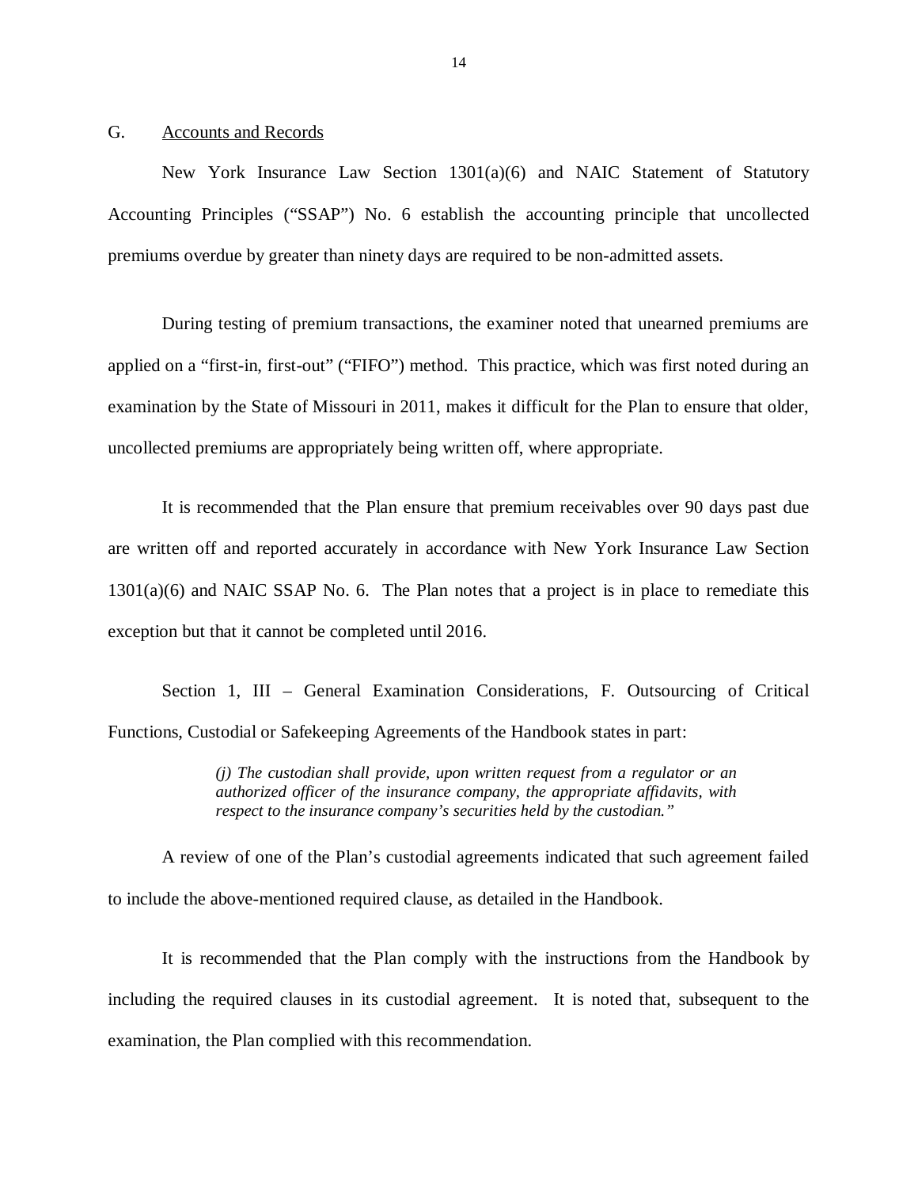## G. Accounts and Records

New York Insurance Law Section 1301(a)(6) and NAIC Statement of Statutory Accounting Principles ("SSAP") No. 6 establish the accounting principle that uncollected premiums overdue by greater than ninety days are required to be non-admitted assets.

During testing of premium transactions, the examiner noted that unearned premiums are applied on a "first-in, first-out" ("FIFO") method. This practice, which was first noted during an examination by the State of Missouri in 2011, makes it difficult for the Plan to ensure that older, uncollected premiums are appropriately being written off, where appropriate.

It is recommended that the Plan ensure that premium receivables over 90 days past due are written off and reported accurately in accordance with New York Insurance Law Section 1301(a)(6) and NAIC SSAP No. 6. The Plan notes that a project is in place to remediate this exception but that it cannot be completed until 2016.

Section 1, III – General Examination Considerations, F. Outsourcing of Critical Functions, Custodial or Safekeeping Agreements of the Handbook states in part:

> *(j) The custodian shall provide, upon written request from a regulator or an authorized officer of the insurance company, the appropriate affidavits, with respect to the insurance company's securities held by the custodian."*

A review of one of the Plan's custodial agreements indicated that such agreement failed to include the above-mentioned required clause, as detailed in the Handbook.

It is recommended that the Plan comply with the instructions from the Handbook by including the required clauses in its custodial agreement. It is noted that, subsequent to the examination, the Plan complied with this recommendation.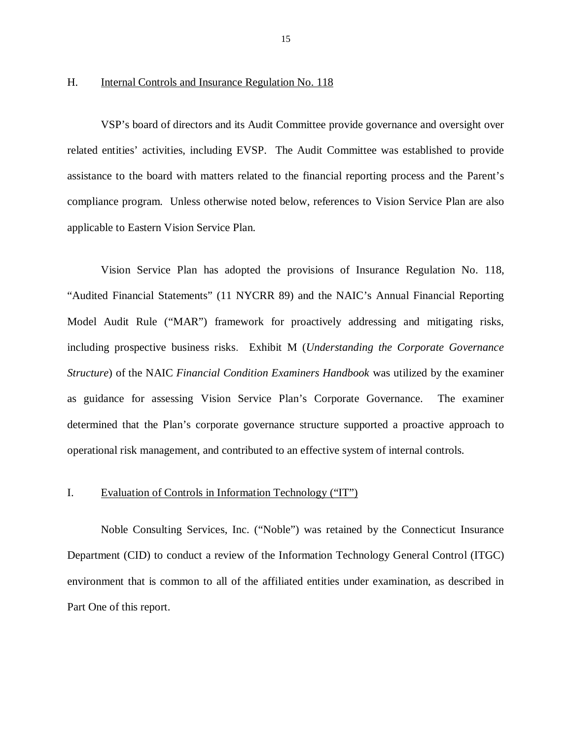## H. Internal Controls and Insurance Regulation No. 118

VSP's board of directors and its Audit Committee provide governance and oversight over related entities' activities, including EVSP. The Audit Committee was established to provide assistance to the board with matters related to the financial reporting process and the Parent's compliance program. Unless otherwise noted below, references to Vision Service Plan are also applicable to Eastern Vision Service Plan.

Vision Service Plan has adopted the provisions of Insurance Regulation No. 118, "Audited Financial Statements" (11 NYCRR 89) and the NAIC's Annual Financial Reporting Model Audit Rule ("MAR") framework for proactively addressing and mitigating risks, including prospective business risks. Exhibit M (*Understanding the Corporate Governance Structure*) of the NAIC *Financial Condition Examiners Handbook* was utilized by the examiner as guidance for assessing Vision Service Plan's Corporate Governance. The examiner determined that the Plan's corporate governance structure supported a proactive approach to operational risk management, and contributed to an effective system of internal controls.

## I. Evaluation of Controls in Information Technology ("IT")

Noble Consulting Services, Inc. ("Noble") was retained by the Connecticut Insurance Department (CID) to conduct a review of the Information Technology General Control (ITGC) environment that is common to all of the affiliated entities under examination, as described in Part One of this report.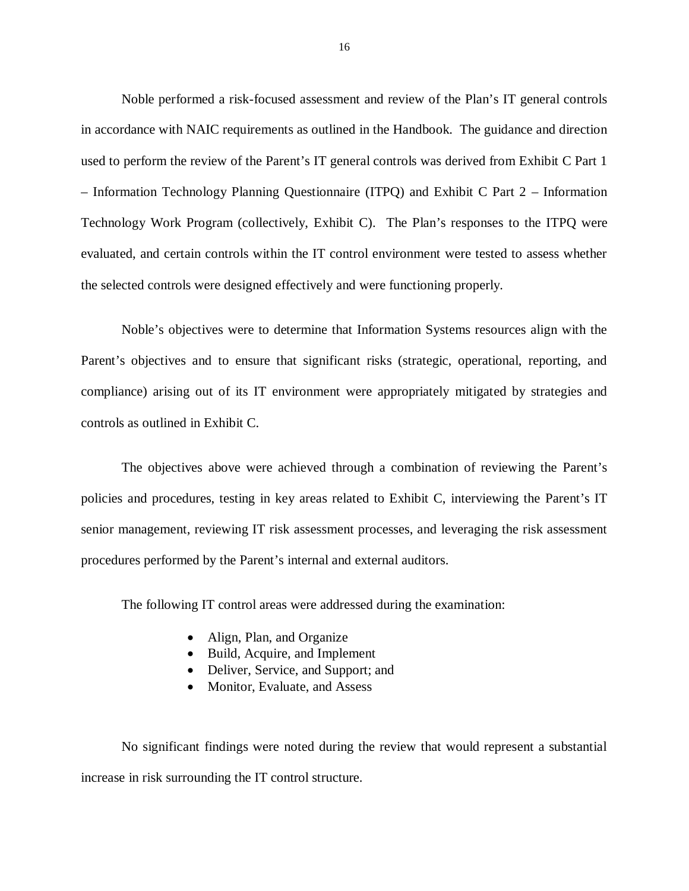Noble performed a risk-focused assessment and review of the Plan's IT general controls in accordance with NAIC requirements as outlined in the Handbook. The guidance and direction used to perform the review of the Parent's IT general controls was derived from Exhibit C Part 1 – Information Technology Planning Questionnaire (ITPQ) and Exhibit C Part 2 – Information Technology Work Program (collectively, Exhibit C). The Plan's responses to the ITPQ were evaluated, and certain controls within the IT control environment were tested to assess whether the selected controls were designed effectively and were functioning properly.

Noble's objectives were to determine that Information Systems resources align with the Parent's objectives and to ensure that significant risks (strategic, operational, reporting, and compliance) arising out of its IT environment were appropriately mitigated by strategies and controls as outlined in Exhibit C.

The objectives above were achieved through a combination of reviewing the Parent's policies and procedures, testing in key areas related to Exhibit C, interviewing the Parent's IT senior management, reviewing IT risk assessment processes, and leveraging the risk assessment procedures performed by the Parent's internal and external auditors.

The following IT control areas were addressed during the examination:

- Align, Plan, and Organize
- Build, Acquire, and Implement
- Deliver, Service, and Support; and
- Monitor, Evaluate, and Assess

No significant findings were noted during the review that would represent a substantial increase in risk surrounding the IT control structure.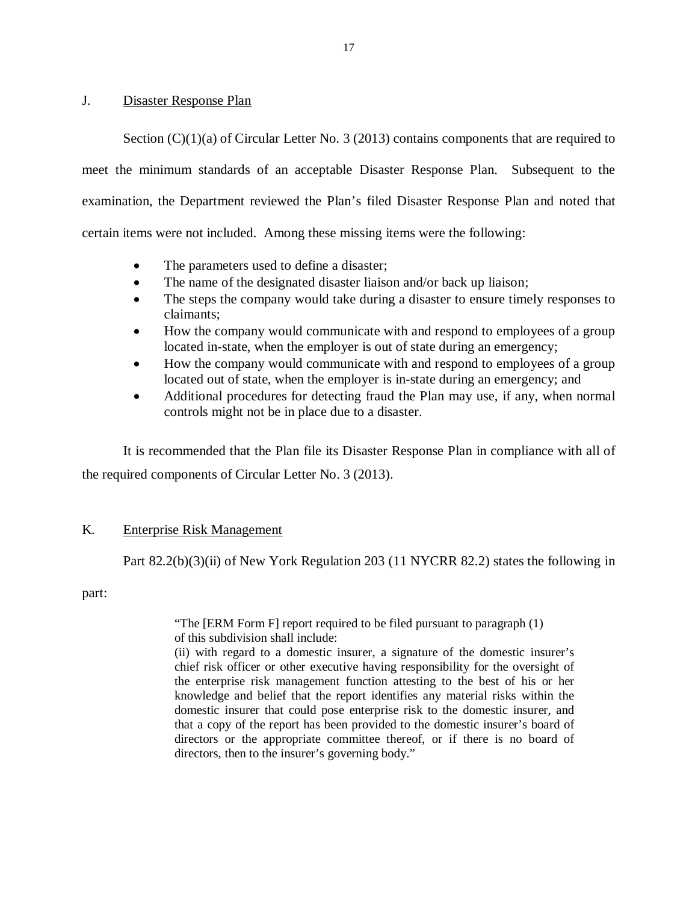## J. Disaster Response Plan

Section (C)(1)(a) of Circular Letter No. 3 (2013) contains components that are required to meet the minimum standards of an acceptable Disaster Response Plan. Subsequent to the examination, the Department reviewed the Plan's filed Disaster Response Plan and noted that certain items were not included. Among these missing items were the following:

- The parameters used to define a disaster;
- The name of the designated disaster liaison and/or back up liaison;
- The steps the company would take during a disaster to ensure timely responses to claimants;
- How the company would communicate with and respond to employees of a group located in-state, when the employer is out of state during an emergency;
- How the company would communicate with and respond to employees of a group located out of state, when the employer is in-state during an emergency; and
- Additional procedures for detecting fraud the Plan may use, if any, when normal controls might not be in place due to a disaster.

It is recommended that the Plan file its Disaster Response Plan in compliance with all of the required components of Circular Letter No. 3 (2013).

## K. Enterprise Risk Management

Part 82.2(b)(3)(ii) of New York Regulation 203 (11 NYCRR 82.2) states the following in part:

> "The [ERM Form F] report required to be filed pursuant to paragraph (1) of this subdivision shall include:
> (ii) with regard to a domestic insurer, a signature of the domestic insurer's chief risk officer or other executive having responsibility for the oversight of the enterprise risk management function attesting to the best of his or her knowledge and belief that the report identifies any material risks within the domestic insurer that could pose enterprise risk to the domestic insurer, and that a copy of the report has been provided to the domestic insurer's board of directors or the appropriate committee thereof, or if there is no board of directors, then to the insurer's governing body."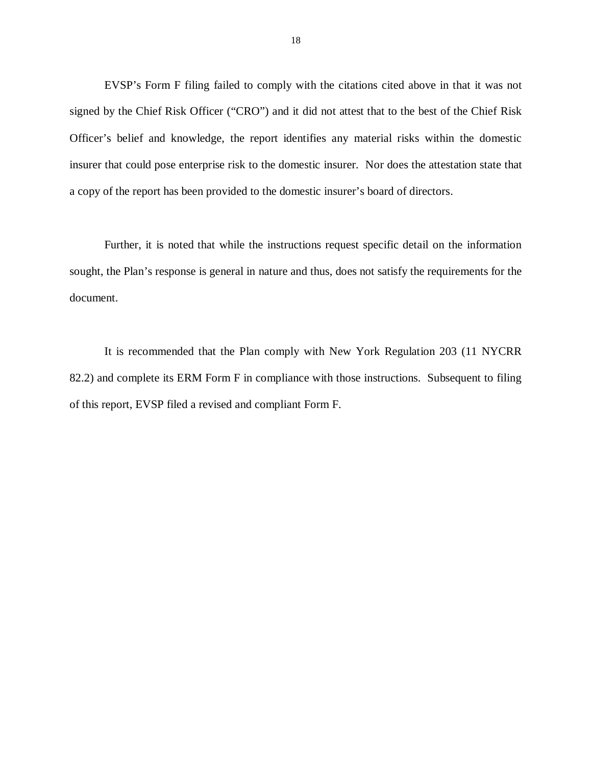EVSP's Form F filing failed to comply with the citations cited above in that it was not signed by the Chief Risk Officer ("CRO") and it did not attest that to the best of the Chief Risk Officer's belief and knowledge, the report identifies any material risks within the domestic insurer that could pose enterprise risk to the domestic insurer. Nor does the attestation state that a copy of the report has been provided to the domestic insurer's board of directors.

Further, it is noted that while the instructions request specific detail on the information sought, the Plan's response is general in nature and thus, does not satisfy the requirements for the document.

It is recommended that the Plan comply with New York Regulation 203 (11 NYCRR 82.2) and complete its ERM Form F in compliance with those instructions. Subsequent to filing of this report, EVSP filed a revised and compliant Form F.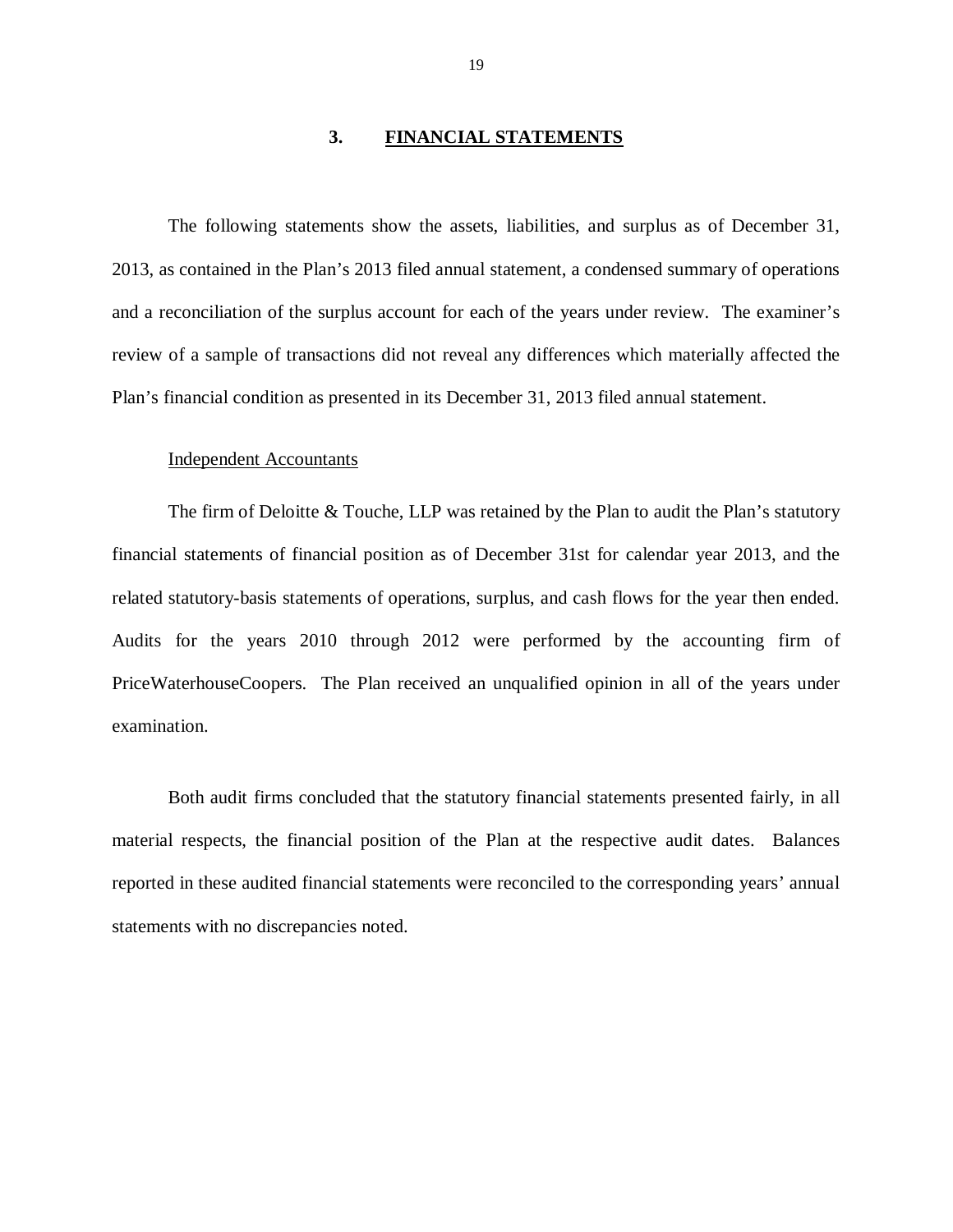## 3. **FINANCIAL STATEMENTS**

The following statements show the assets, liabilities, and surplus as of December 31, 2013, as contained in the Plan's 2013 filed annual statement, a condensed summary of operations and a reconciliation of the surplus account for each of the years under review. The examiner's review of a sample of transactions did not reveal any differences which materially affected the Plan's financial condition as presented in its December 31, 2013 filed annual statement.

Independent Accountants

The firm of Deloitte & Touche, LLP was retained by the Plan to audit the Plan's statutory financial statements of financial position as of December 31st for calendar year 2013, and the related statutory-basis statements of operations, surplus, and cash flows for the year then ended. Audits for the years 2010 through 2012 were performed by the accounting firm of PriceWaterhouseCoopers. The Plan received an unqualified opinion in all of the years under examination.

Both audit firms concluded that the statutory financial statements presented fairly, in all material respects, the financial position of the Plan at the respective audit dates. Balances reported in these audited financial statements were reconciled to the corresponding years' annual statements with no discrepancies noted.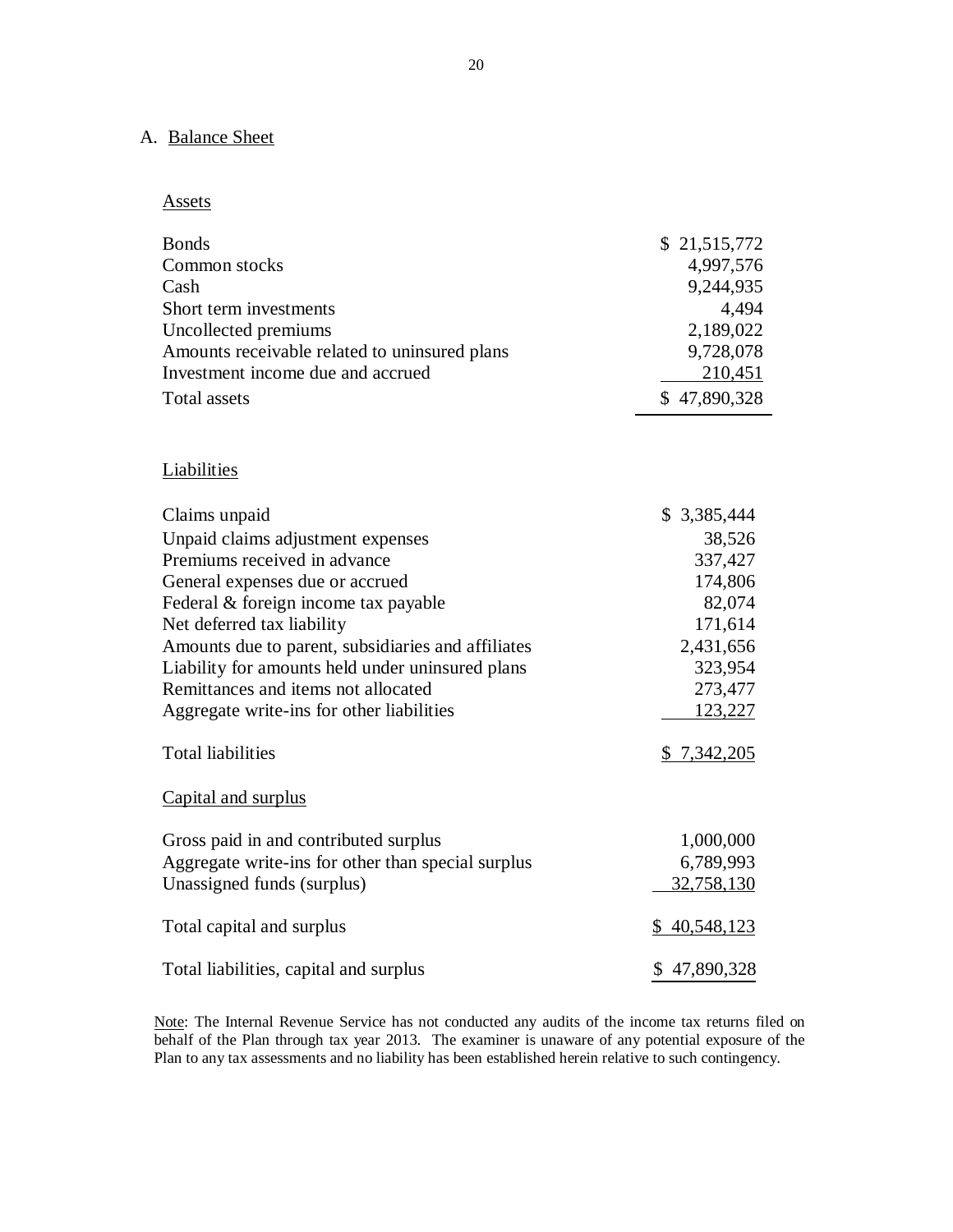## A. Balance Sheet

### Assets

| | |
|---|---:|
| Bonds | $ 21,515,772 |
| Common stocks | 4,997,576 |
| Cash | 9,244,935 |
| Short term investments | 4,494 |
| Uncollected premiums | 2,189,022 |
| Amounts receivable related to uninsured plans | 9,728,078 |
| Investment income due and accrued | 210,451 |
| Total assets | $ 47,890,328 |

### Liabilities

| | |
|---|---:|
| Claims unpaid | $ 3,385,444 |
| Unpaid claims adjustment expenses | 38,526 |
| Premiums received in advance | 337,427 |
| General expenses due or accrued | 174,806 |
| Federal & foreign income tax payable | 82,074 |
| Net deferred tax liability | 171,614 |
| Amounts due to parent, subsidiaries and affiliates | 2,431,656 |
| Liability for amounts held under uninsured plans | 323,954 |
| Remittances and items not allocated | 273,477 |
| Aggregate write-ins for other liabilities | 123,227 |
| Total liabilities | $ 7,342,205 |

### Capital and surplus

| | |
|---|---:|
| Gross paid in and contributed surplus | 1,000,000 |
| Aggregate write-ins for other than special surplus | 6,789,993 |
| Unassigned funds (surplus) | 32,758,130 |
| Total capital and surplus | $ 40,548,123 |
| Total liabilities, capital and surplus | $ 47,890,328 |

Note: The Internal Revenue Service has not conducted any audits of the income tax returns filed on behalf of the Plan through tax year 2013. The examiner is unaware of any potential exposure of the Plan to any tax assessments and no liability has been established herein relative to such contingency.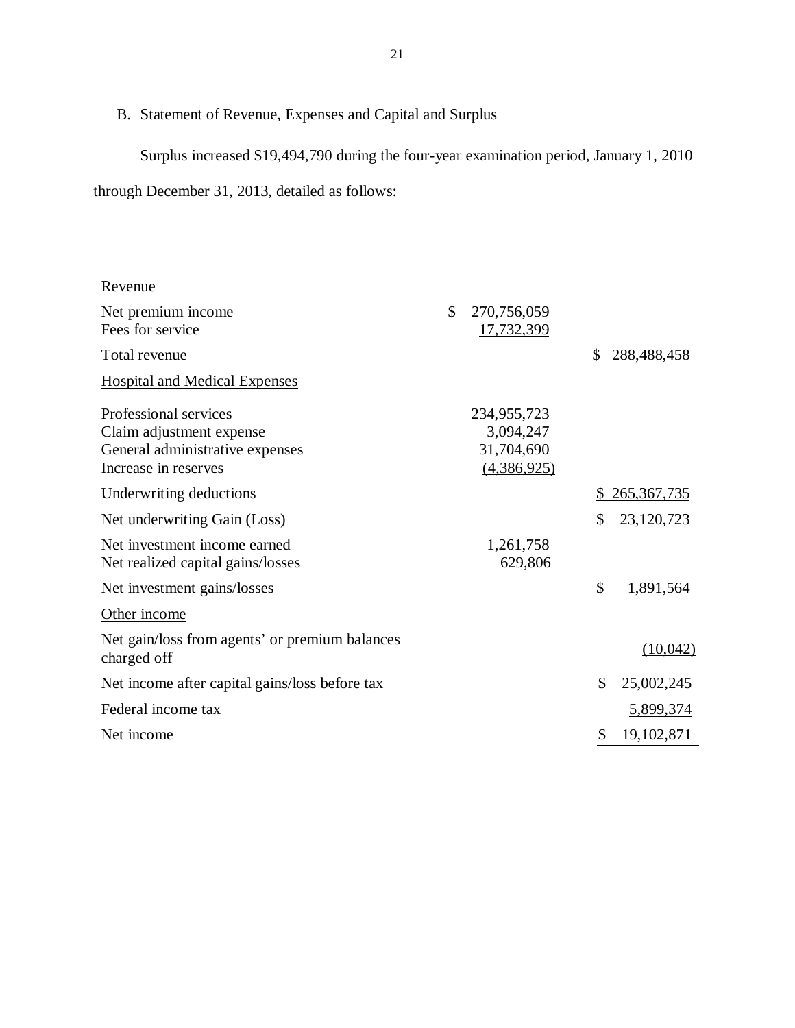## B. Statement of Revenue, Expenses and Capital and Surplus

Surplus increased $19,494,790 during the four-year examination period, January 1, 2010 through December 31, 2013, detailed as follows:

| | | |
|---|---|---|
| Revenue | | |
| Net premium income | $ 270,756,059 | |
| Fees for service | 17,732,399 | |
| Total revenue | | $ 288,488,458 |
| Hospital and Medical Expenses | | |
| Professional services | 234,955,723 | |
| Claim adjustment expense | 3,094,247 | |
| General administrative expenses | 31,704,690 | |
| Increase in reserves | (4,386,925) | |
| Underwriting deductions | | $ 265,367,735 |
| Net underwriting Gain (Loss) | | $ 23,120,723 |
| Net investment income earned | 1,261,758 | |
| Net realized capital gains/losses | 629,806 | |
| Net investment gains/losses | | $ 1,891,564 |
| Other income | | |
| Net gain/loss from agents' or premium balances charged off | | (10,042) |
| Net income after capital gains/loss before tax | | $ 25,002,245 |
| Federal income tax | | 5,899,374 |
| Net income | | $ 19,102,871 |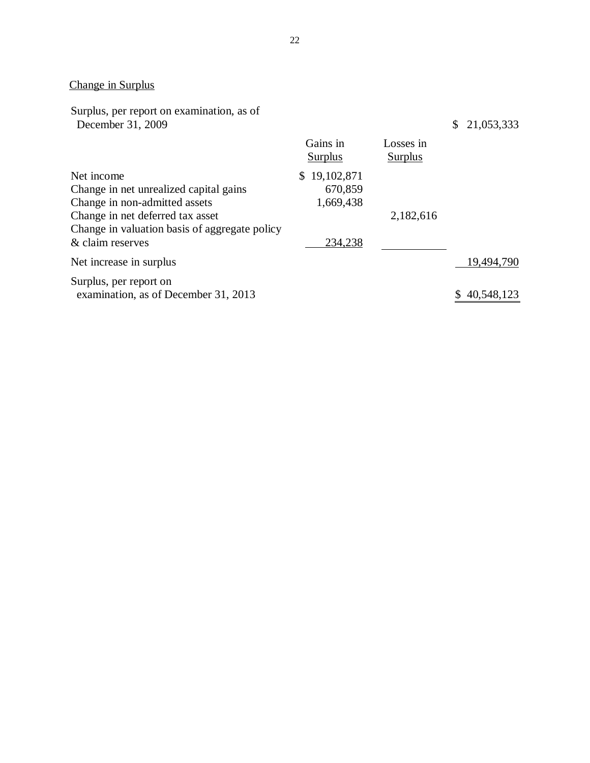## Change in Surplus

| | Gains in Surplus | Losses in Surplus | |
|---|---|---|---|
| Surplus, per report on examination, as of December 31, 2009 | | | $ 21,053,333 |
| Net income | $ 19,102,871 | | |
| Change in net unrealized capital gains | 670,859 | | |
| Change in non-admitted assets | 1,669,438 | | |
| Change in net deferred tax asset | | 2,182,616 | |
| Change in valuation basis of aggregate policy & claim reserves | 234,238 | | |
| Net increase in surplus | | | 19,494,790 |
| Surplus, per report on examination, as of December 31, 2013 | | | $ 40,548,123 |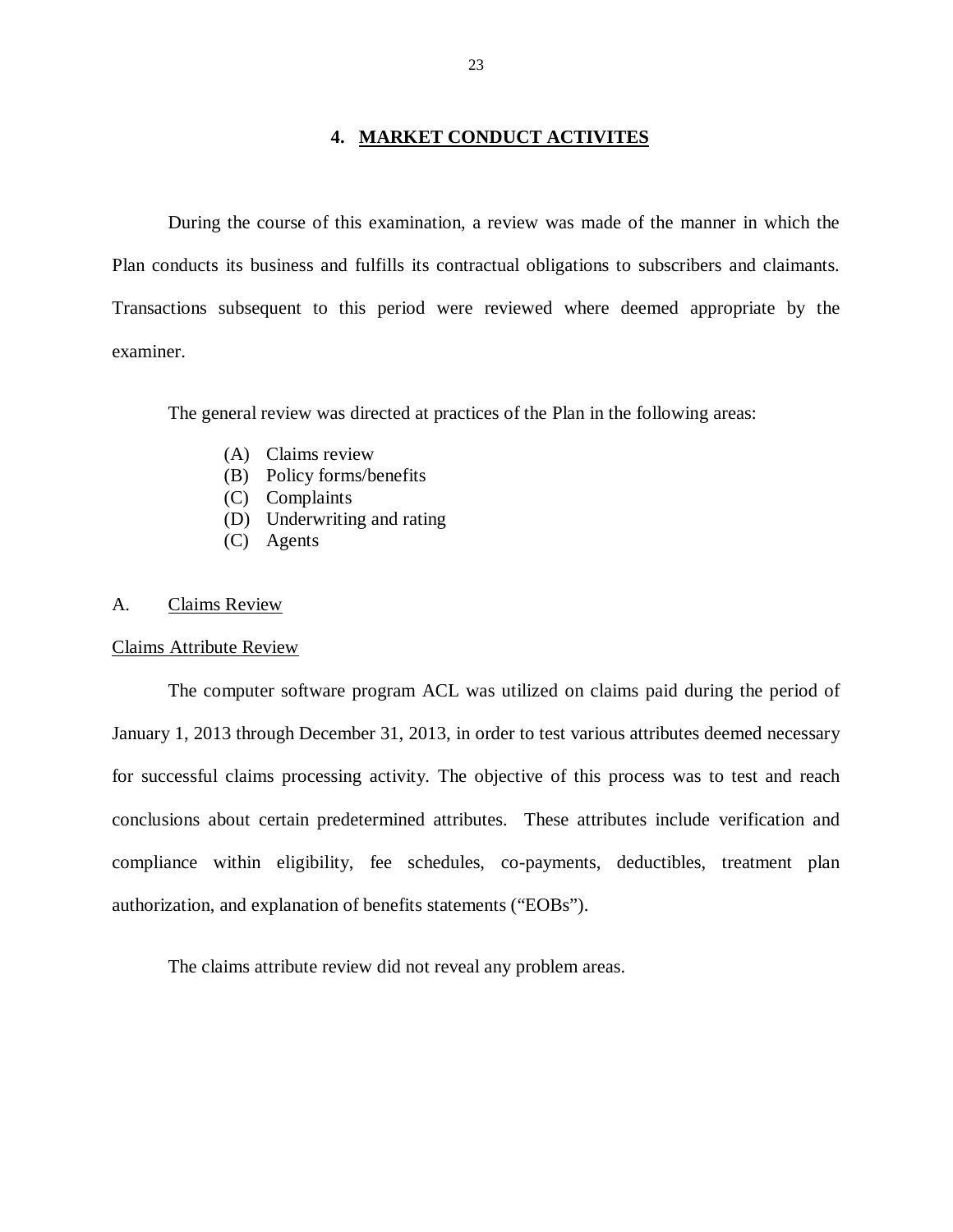## 4. MARKET CONDUCT ACTIVITES

During the course of this examination, a review was made of the manner in which the Plan conducts its business and fulfills its contractual obligations to subscribers and claimants. Transactions subsequent to this period were reviewed where deemed appropriate by the examiner.

The general review was directed at practices of the Plan in the following areas:

(A) Claims review
(B) Policy forms/benefits
(C) Complaints
(D) Underwriting and rating
(C) Agents

A. Claims Review

Claims Attribute Review

The computer software program ACL was utilized on claims paid during the period of January 1, 2013 through December 31, 2013, in order to test various attributes deemed necessary for successful claims processing activity. The objective of this process was to test and reach conclusions about certain predetermined attributes. These attributes include verification and compliance within eligibility, fee schedules, co-payments, deductibles, treatment plan authorization, and explanation of benefits statements ("EOBs").

The claims attribute review did not reveal any problem areas.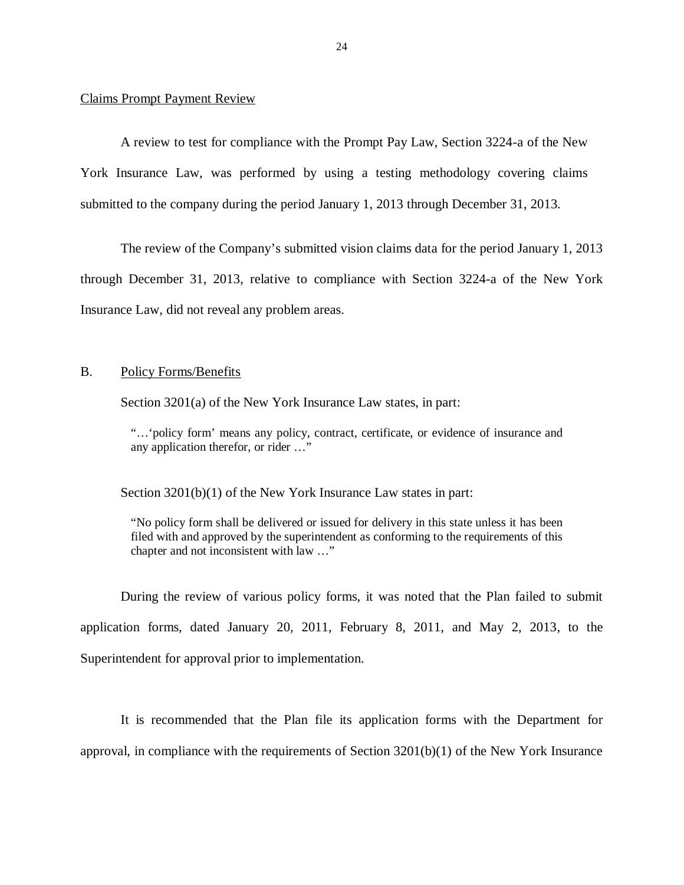Claims Prompt Payment Review

A review to test for compliance with the Prompt Pay Law, Section 3224-a of the New York Insurance Law, was performed by using a testing methodology covering claims submitted to the company during the period January 1, 2013 through December 31, 2013.

The review of the Company's submitted vision claims data for the period January 1, 2013 through December 31, 2013, relative to compliance with Section 3224-a of the New York Insurance Law, did not reveal any problem areas.

## B. Policy Forms/Benefits

Section 3201(a) of the New York Insurance Law states, in part:

> "…'policy form' means any policy, contract, certificate, or evidence of insurance and any application therefor, or rider …"

Section 3201(b)(1) of the New York Insurance Law states in part:

> "No policy form shall be delivered or issued for delivery in this state unless it has been filed with and approved by the superintendent as conforming to the requirements of this chapter and not inconsistent with law …"

During the review of various policy forms, it was noted that the Plan failed to submit application forms, dated January 20, 2011, February 8, 2011, and May 2, 2013, to the Superintendent for approval prior to implementation.

It is recommended that the Plan file its application forms with the Department for approval, in compliance with the requirements of Section 3201(b)(1) of the New York Insurance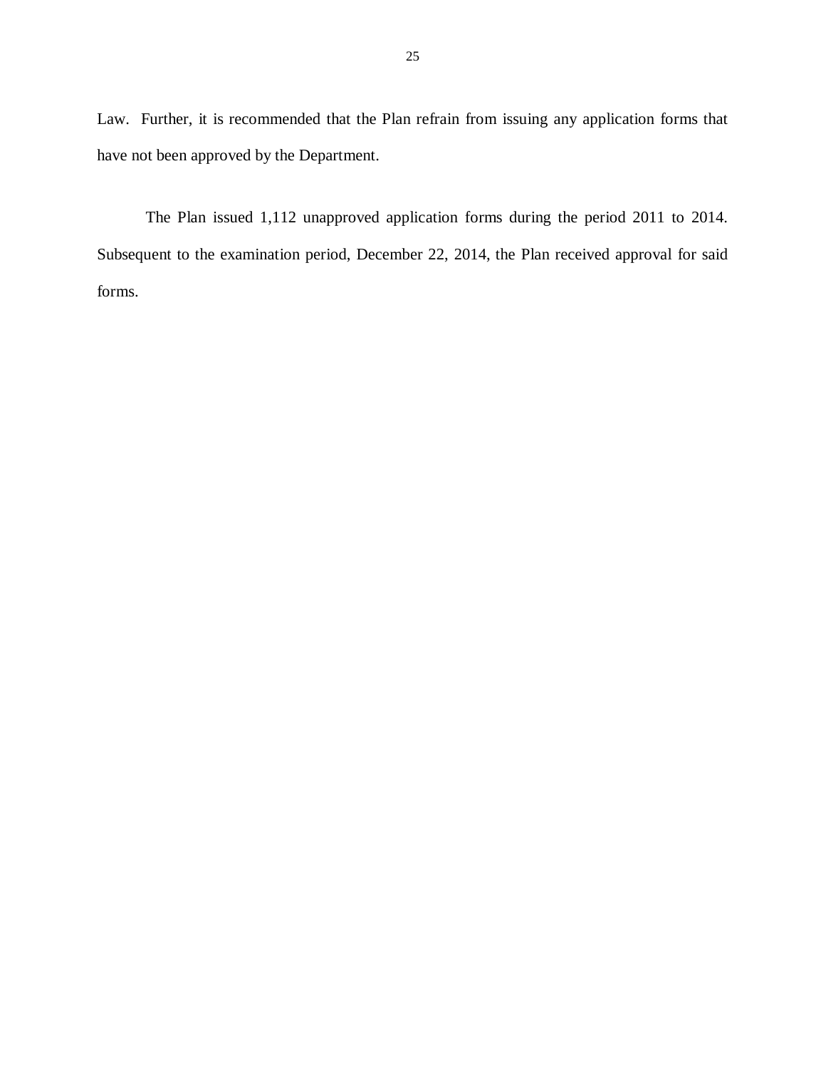Law. Further, it is recommended that the Plan refrain from issuing any application forms that have not been approved by the Department.

The Plan issued 1,112 unapproved application forms during the period 2011 to 2014. Subsequent to the examination period, December 22, 2014, the Plan received approval for said forms.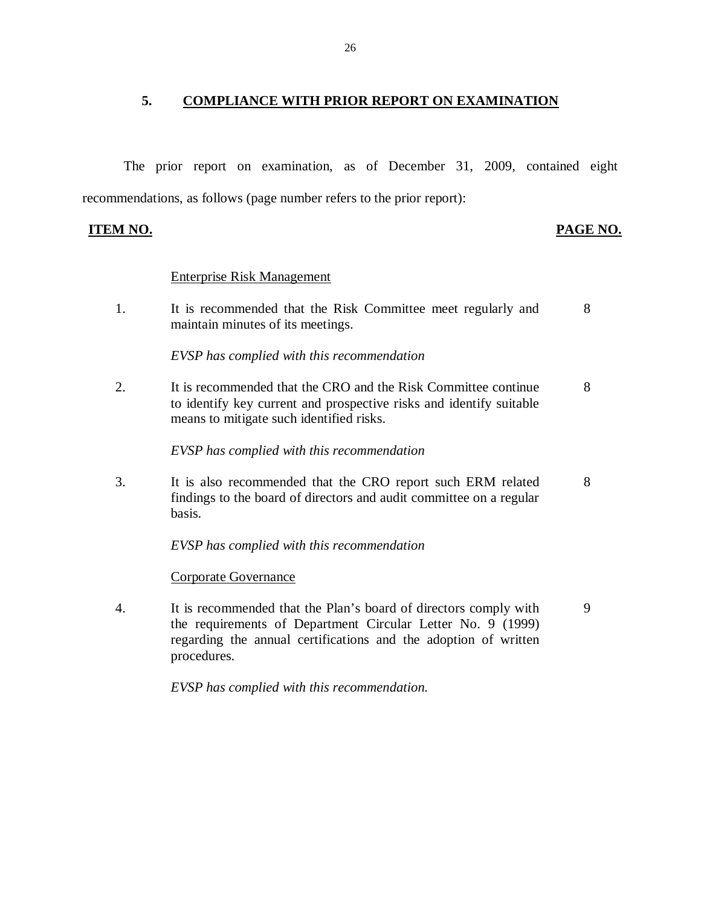## 5. COMPLIANCE WITH PRIOR REPORT ON EXAMINATION

The prior report on examination, as of December 31, 2009, contained eight recommendations, as follows (page number refers to the prior report):

| ITEM NO. | | PAGE NO. |
|---|---|---|
| | Enterprise Risk Management | |
| 1. | It is recommended that the Risk Committee meet regularly and maintain minutes of its meetings.<br><br>*EVSP has complied with this recommendation* | 8 |
| 2. | It is recommended that the CRO and the Risk Committee continue to identify key current and prospective risks and identify suitable means to mitigate such identified risks.<br><br>*EVSP has complied with this recommendation* | 8 |
| 3. | It is also recommended that the CRO report such ERM related findings to the board of directors and audit committee on a regular basis.<br><br>*EVSP has complied with this recommendation* | 8 |
| | Corporate Governance | |
| 4. | It is recommended that the Plan's board of directors comply with the requirements of Department Circular Letter No. 9 (1999) regarding the annual certifications and the adoption of written procedures.<br><br>*EVSP has complied with this recommendation.* | 9 |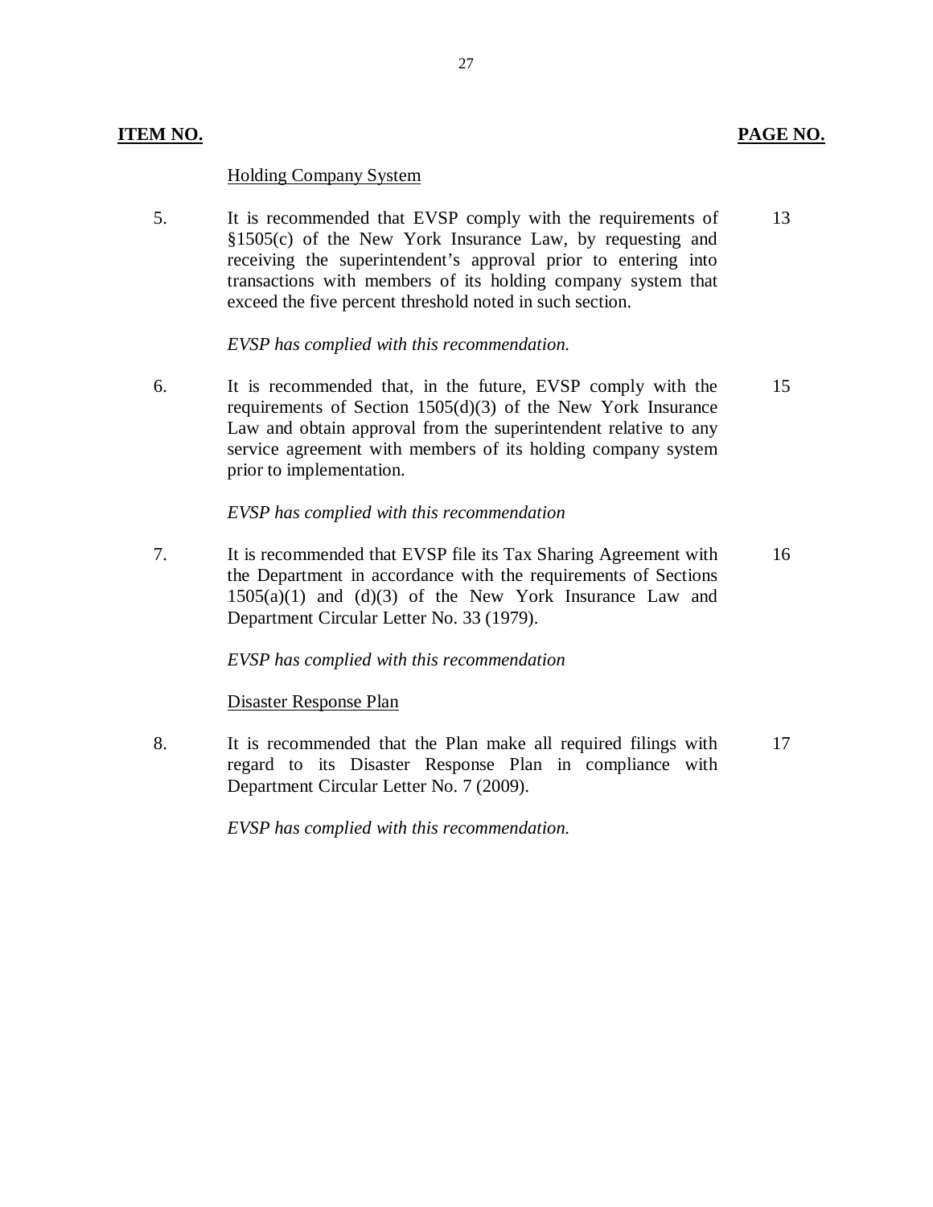| ITEM NO. | | PAGE NO. |
|---|---|---|
| | <u>Holding Company System</u> | |
| 5. | It is recommended that EVSP comply with the requirements of §1505(c) of the New York Insurance Law, by requesting and receiving the superintendent's approval prior to entering into transactions with members of its holding company system that exceed the five percent threshold noted in such section.<br><br>*EVSP has complied with this recommendation.* | 13 |
| 6. | It is recommended that, in the future, EVSP comply with the requirements of Section 1505(d)(3) of the New York Insurance Law and obtain approval from the superintendent relative to any service agreement with members of its holding company system prior to implementation.<br><br>*EVSP has complied with this recommendation* | 15 |
| 7. | It is recommended that EVSP file its Tax Sharing Agreement with the Department in accordance with the requirements of Sections 1505(a)(1) and (d)(3) of the New York Insurance Law and Department Circular Letter No. 33 (1979).<br><br>*EVSP has complied with this recommendation* | 16 |
| | <u>Disaster Response Plan</u> | |
| 8. | It is recommended that the Plan make all required filings with regard to its Disaster Response Plan in compliance with Department Circular Letter No. 7 (2009).<br><br>*EVSP has complied with this recommendation.* | 17 |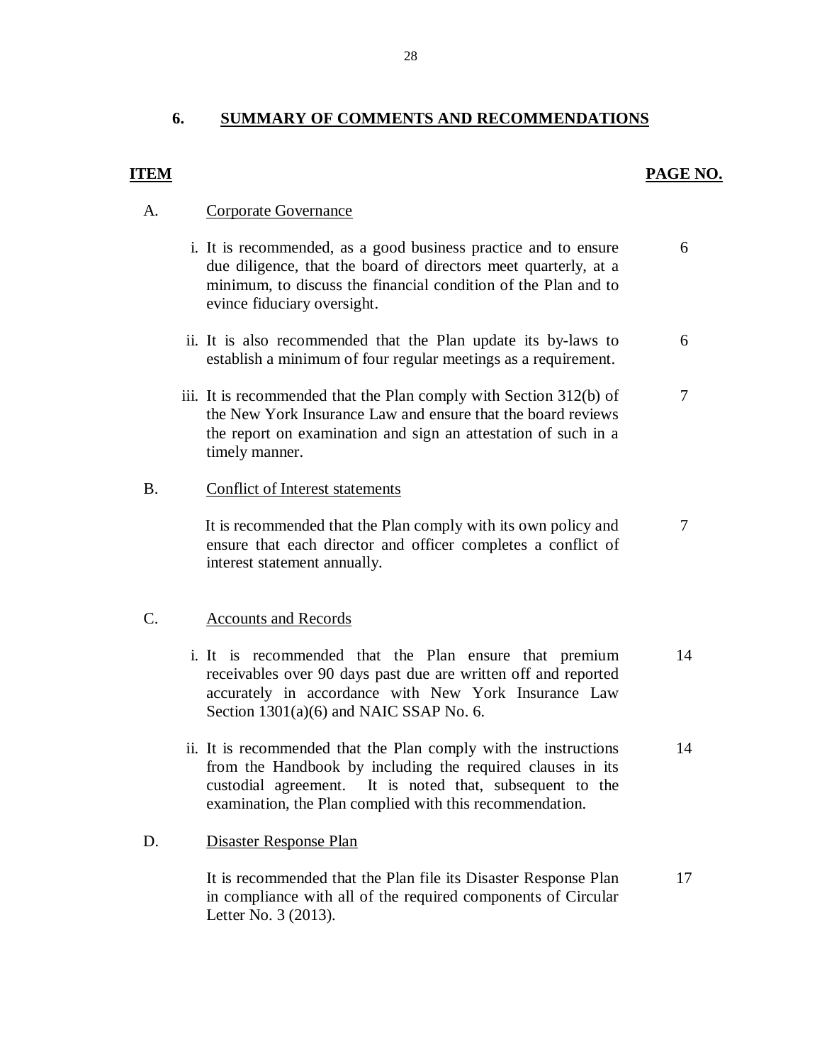## 6. SUMMARY OF COMMENTS AND RECOMMENDATIONS

| ITEM | | PAGE NO. |
|---|---|---|
| A. | Corporate Governance | |
| | i. It is recommended, as a good business practice and to ensure due diligence, that the board of directors meet quarterly, at a minimum, to discuss the financial condition of the Plan and to evince fiduciary oversight. | 6 |
| | ii. It is also recommended that the Plan update its by-laws to establish a minimum of four regular meetings as a requirement. | 6 |
| | iii. It is recommended that the Plan comply with Section 312(b) of the New York Insurance Law and ensure that the board reviews the report on examination and sign an attestation of such in a timely manner. | 7 |
| B. | Conflict of Interest statements | |
| | It is recommended that the Plan comply with its own policy and ensure that each director and officer completes a conflict of interest statement annually. | 7 |
| C. | Accounts and Records | |
| | i. It is recommended that the Plan ensure that premium receivables over 90 days past due are written off and reported accurately in accordance with New York Insurance Law Section 1301(a)(6) and NAIC SSAP No. 6. | 14 |
| | ii. It is recommended that the Plan comply with the instructions from the Handbook by including the required clauses in its custodial agreement. It is noted that, subsequent to the examination, the Plan complied with this recommendation. | 14 |
| D. | Disaster Response Plan | |
| | It is recommended that the Plan file its Disaster Response Plan in compliance with all of the required components of Circular Letter No. 3 (2013). | 17 |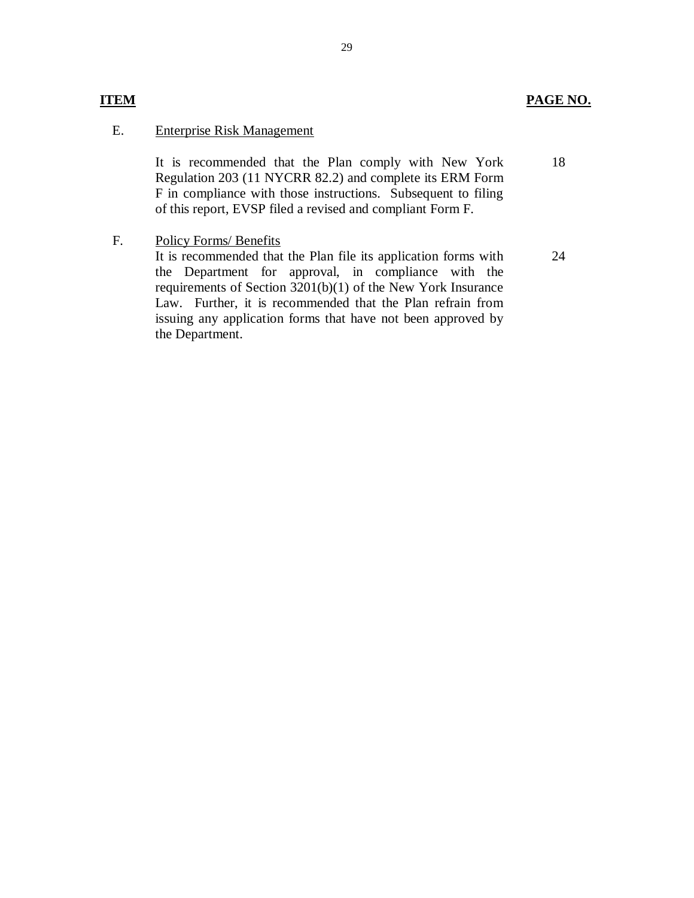| ITEM | | PAGE NO. |
|---|---|---|
| E. | Enterprise Risk Management | |
| | It is recommended that the Plan comply with New York Regulation 203 (11 NYCRR 82.2) and complete its ERM Form F in compliance with those instructions. Subsequent to filing of this report, EVSP filed a revised and compliant Form F. | 18 |
| F. | Policy Forms/ Benefits | |
| | It is recommended that the Plan file its application forms with the Department for approval, in compliance with the requirements of Section 3201(b)(1) of the New York Insurance Law. Further, it is recommended that the Plan refrain from issuing any application forms that have not been approved by the Department. | 24 |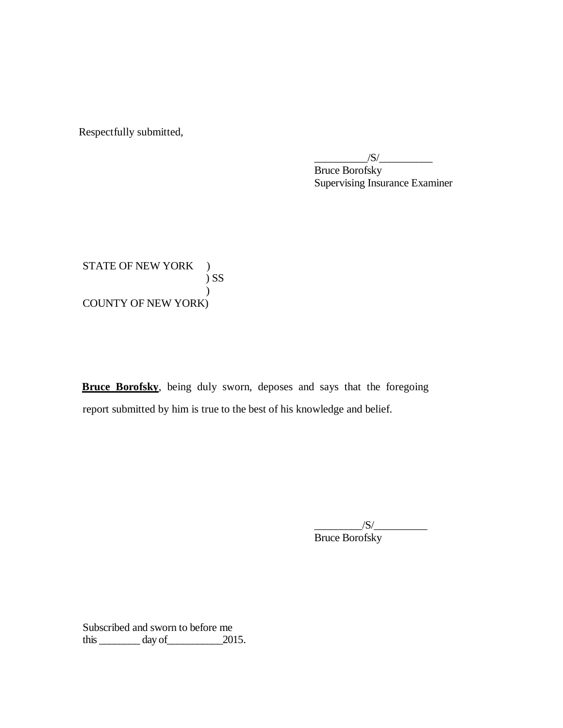Respectfully submitted,

__________/S/__________
Bruce Borofsky
Supervising Insurance Examiner

STATE OF NEW YORK )
) SS
)
COUNTY OF NEW YORK)

**<u>Bruce Borofsky</u>**, being duly sworn, deposes and says that the foregoing report submitted by him is true to the best of his knowledge and belief.

_________/S/__________
Bruce Borofsky

Subscribed and sworn to before me
this ________ day of__________2015.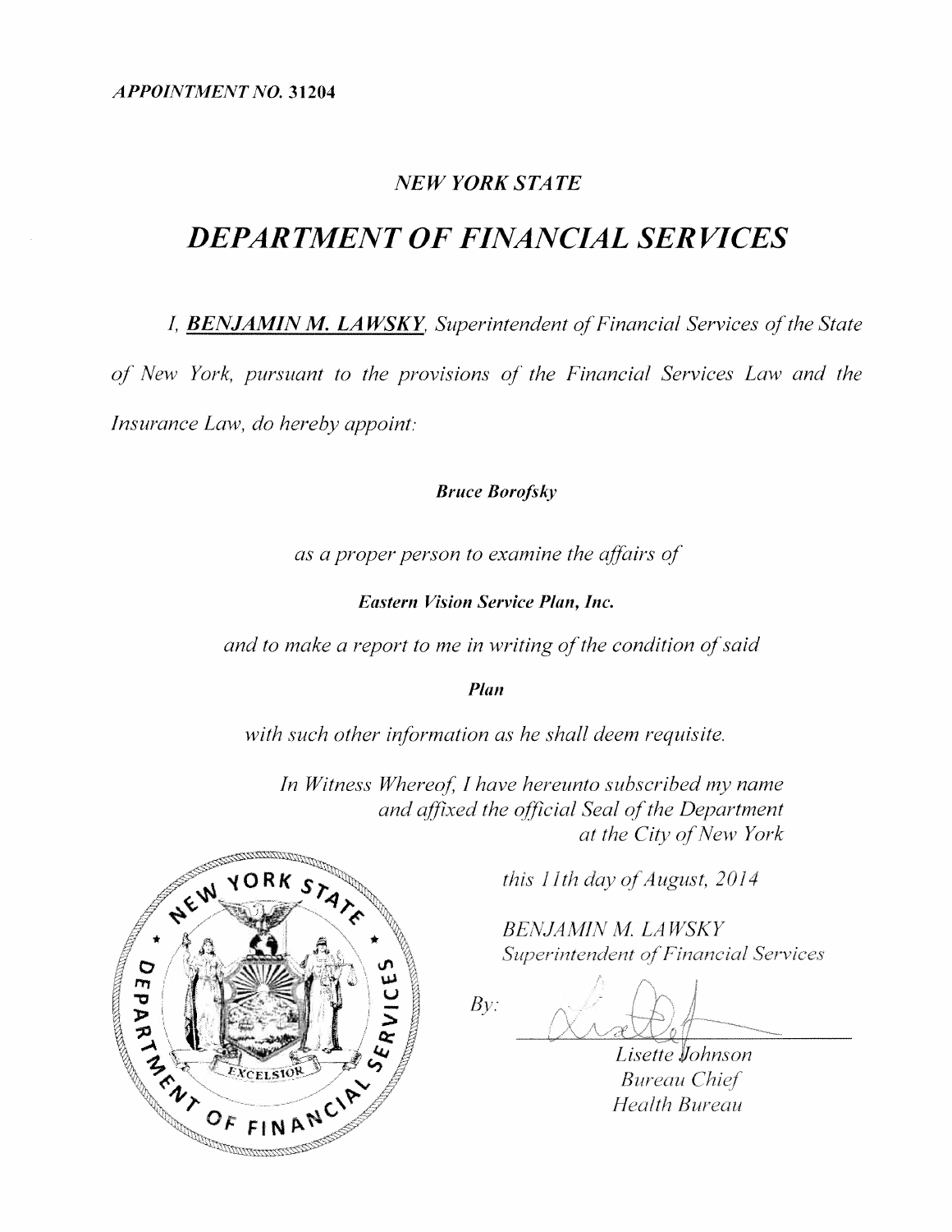*APPOINTMENT NO.* **31204**

*NEW YORK STATE*

# *DEPARTMENT OF FINANCIAL SERVICES*

*I, **BENJAMIN M. LAWSKY**, Superintendent of Financial Services of the State of New York, pursuant to the provisions of the Financial Services Law and the Insurance Law, do hereby appoint:*

***Bruce Borofsky***

*as a proper person to examine the affairs of*

***Eastern Vision Service Plan, Inc.***

*and to make a report to me in writing of the condition of said*

***Plan***

*with such other information as he shall deem requisite.*

*In Witness Whereof, I have hereunto subscribed my name and affixed the official Seal of the Department at the City of New York*

*this 11th day of August, 2014*

*BENJAMIN M. LAWSKY*
*Superintendent of Financial Services*

*By:*

*Lisette Johnson*
*Bureau Chief*
*Health Bureau*